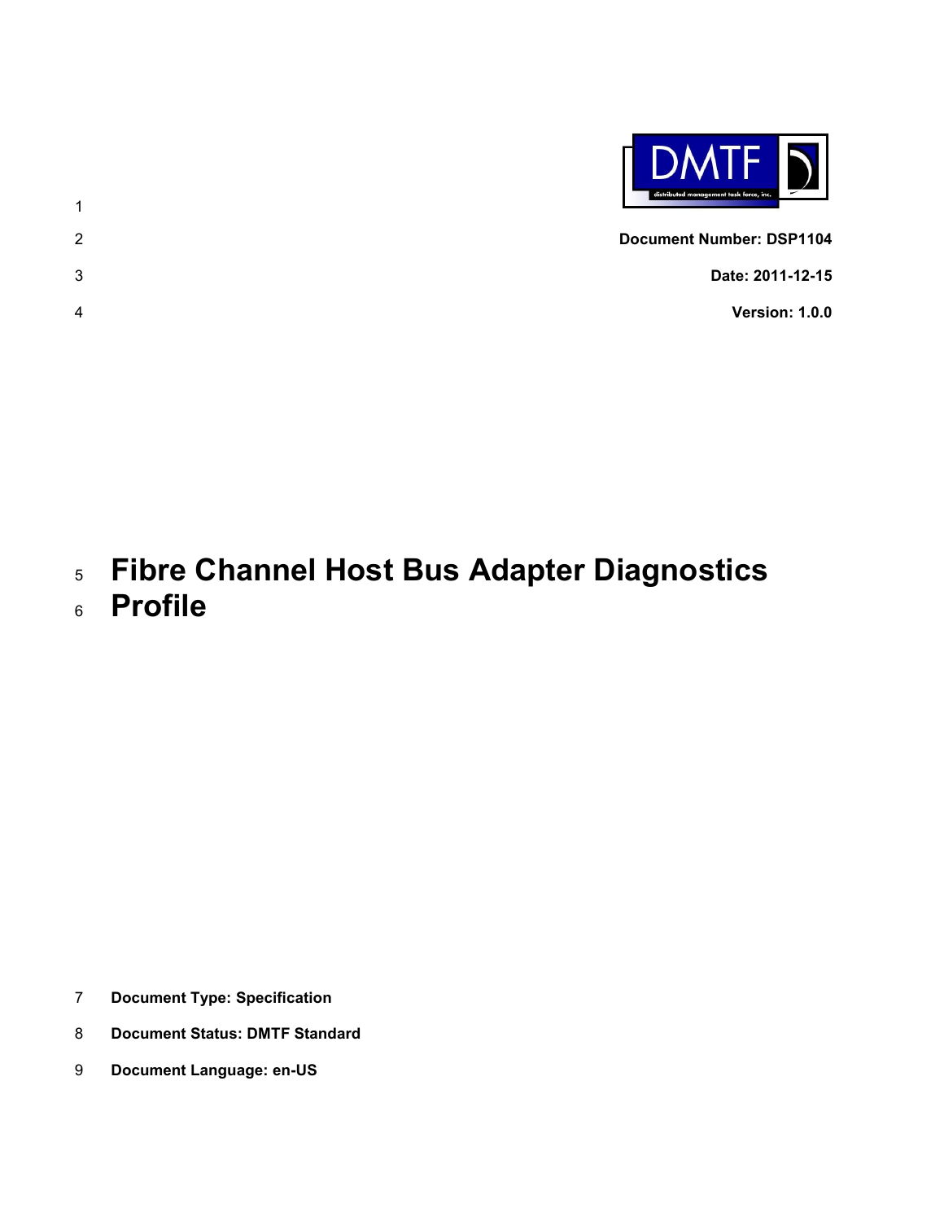**Document Number: DSP1104**

**Date: 2011-12-15**

**Version: 1.0.0**

# Fibre Channel Host Bus Adapter Diagnostics Profile

**Document Type: Specification**

**Document Status: DMTF Standard**

**Document Language: en-US**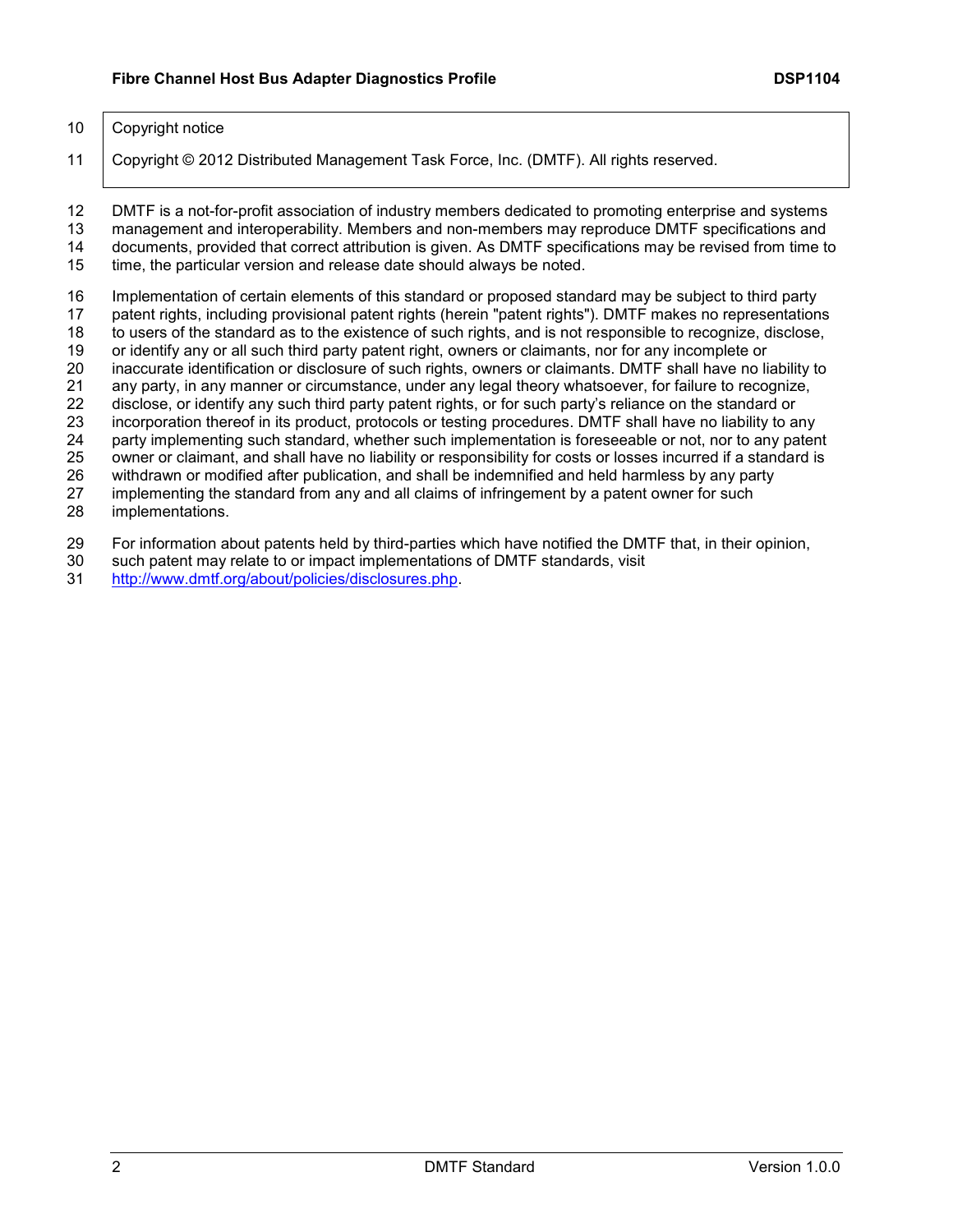Copyright notice

Copyright © 2012 Distributed Management Task Force, Inc. (DMTF). All rights reserved.

DMTF is a not-for-profit association of industry members dedicated to promoting enterprise and systems management and interoperability. Members and non-members may reproduce DMTF specifications and documents, provided that correct attribution is given. As DMTF specifications may be revised from time to time, the particular version and release date should always be noted.

Implementation of certain elements of this standard or proposed standard may be subject to third party patent rights, including provisional patent rights (herein "patent rights"). DMTF makes no representations to users of the standard as to the existence of such rights, and is not responsible to recognize, disclose, or identify any or all such third party patent right, owners or claimants, nor for any incomplete or inaccurate identification or disclosure of such rights, owners or claimants. DMTF shall have no liability to any party, in any manner or circumstance, under any legal theory whatsoever, for failure to recognize, disclose, or identify any such third party patent rights, or for such party's reliance on the standard or incorporation thereof in its product, protocols or testing procedures. DMTF shall have no liability to any party implementing such standard, whether such implementation is foreseeable or not, nor to any patent owner or claimant, and shall have no liability or responsibility for costs or losses incurred if a standard is withdrawn or modified after publication, and shall be indemnified and held harmless by any party implementing the standard from any and all claims of infringement by a patent owner for such implementations.

For information about patents held by third-parties which have notified the DMTF that, in their opinion, such patent may relate to or impact implementations of DMTF standards, visit http://www.dmtf.org/about/policies/disclosures.php.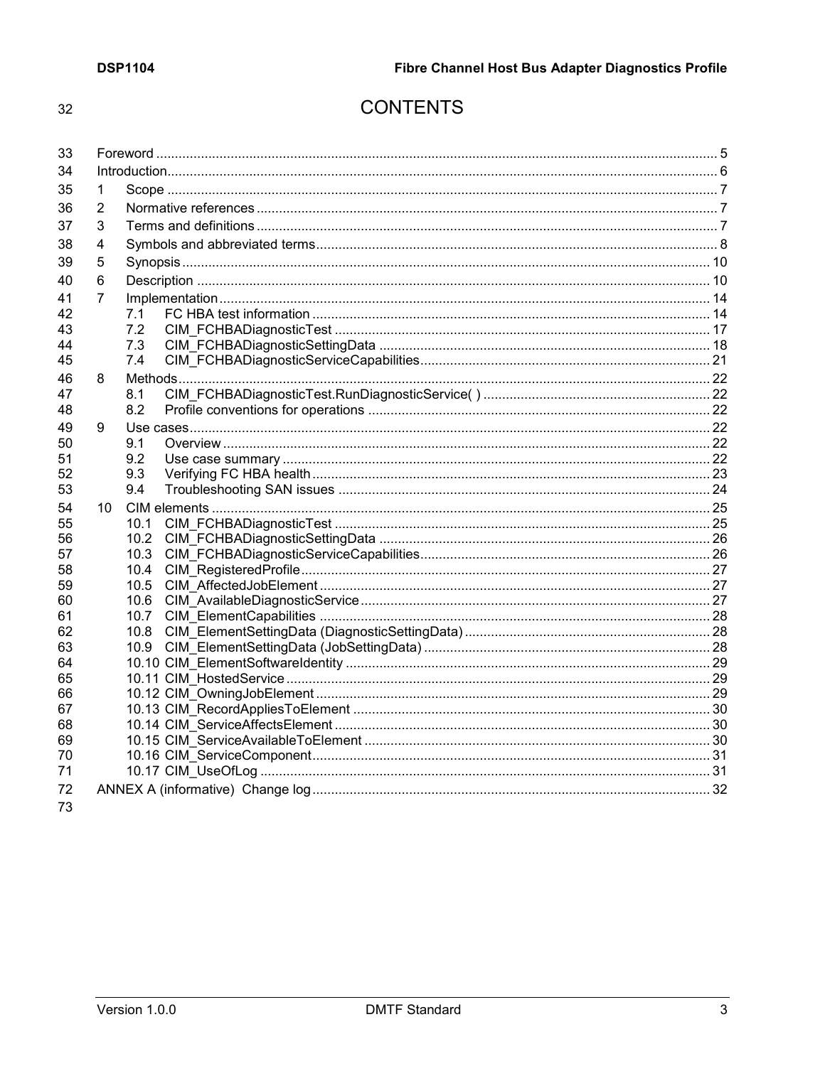# CONTENTS

- Foreword ..... 5
- Introduction ..... 6
- 1 Scope ..... 7
- 2 Normative references ..... 7
- 3 Terms and definitions ..... 7
- 4 Symbols and abbreviated terms ..... 8
- 5 Synopsis ..... 10
- 6 Description ..... 10
- 7 Implementation ..... 14
  - 7.1 FC HBA test information ..... 14
  - 7.2 CIM_FCHBADiagnosticTest ..... 17
  - 7.3 CIM_FCHBADiagnosticSettingData ..... 18
  - 7.4 CIM_FCHBADiagnosticServiceCapabilities ..... 21
- 8 Methods ..... 22
  - 8.1 CIM_FCHBADiagnosticTest.RunDiagnosticService( ) ..... 22
  - 8.2 Profile conventions for operations ..... 22
- 9 Use cases ..... 22
  - 9.1 Overview ..... 22
  - 9.2 Use case summary ..... 22
  - 9.3 Verifying FC HBA health ..... 23
  - 9.4 Troubleshooting SAN issues ..... 24
- 10 CIM elements ..... 25
  - 10.1 CIM_FCHBADiagnosticTest ..... 25
  - 10.2 CIM_FCHBADiagnosticSettingData ..... 26
  - 10.3 CIM_FCHBADiagnosticServiceCapabilities ..... 26
  - 10.4 CIM_RegisteredProfile ..... 27
  - 10.5 CIM_AffectedJobElement ..... 27
  - 10.6 CIM_AvailableDiagnosticService ..... 27
  - 10.7 CIM_ElementCapabilities ..... 28
  - 10.8 CIM_ElementSettingData (DiagnosticSettingData) ..... 28
  - 10.9 CIM_ElementSettingData (JobSettingData) ..... 28
  - 10.10 CIM_ElementSoftwareIdentity ..... 29
  - 10.11 CIM_HostedService ..... 29
  - 10.12 CIM_OwningJobElement ..... 29
  - 10.13 CIM_RecordAppliesToElement ..... 30
  - 10.14 CIM_ServiceAffectsElement ..... 30
  - 10.15 CIM_ServiceAvailableToElement ..... 30
  - 10.16 CIM_ServiceComponent ..... 31
  - 10.17 CIM_UseOfLog ..... 31
- ANNEX A (informative) Change log ..... 32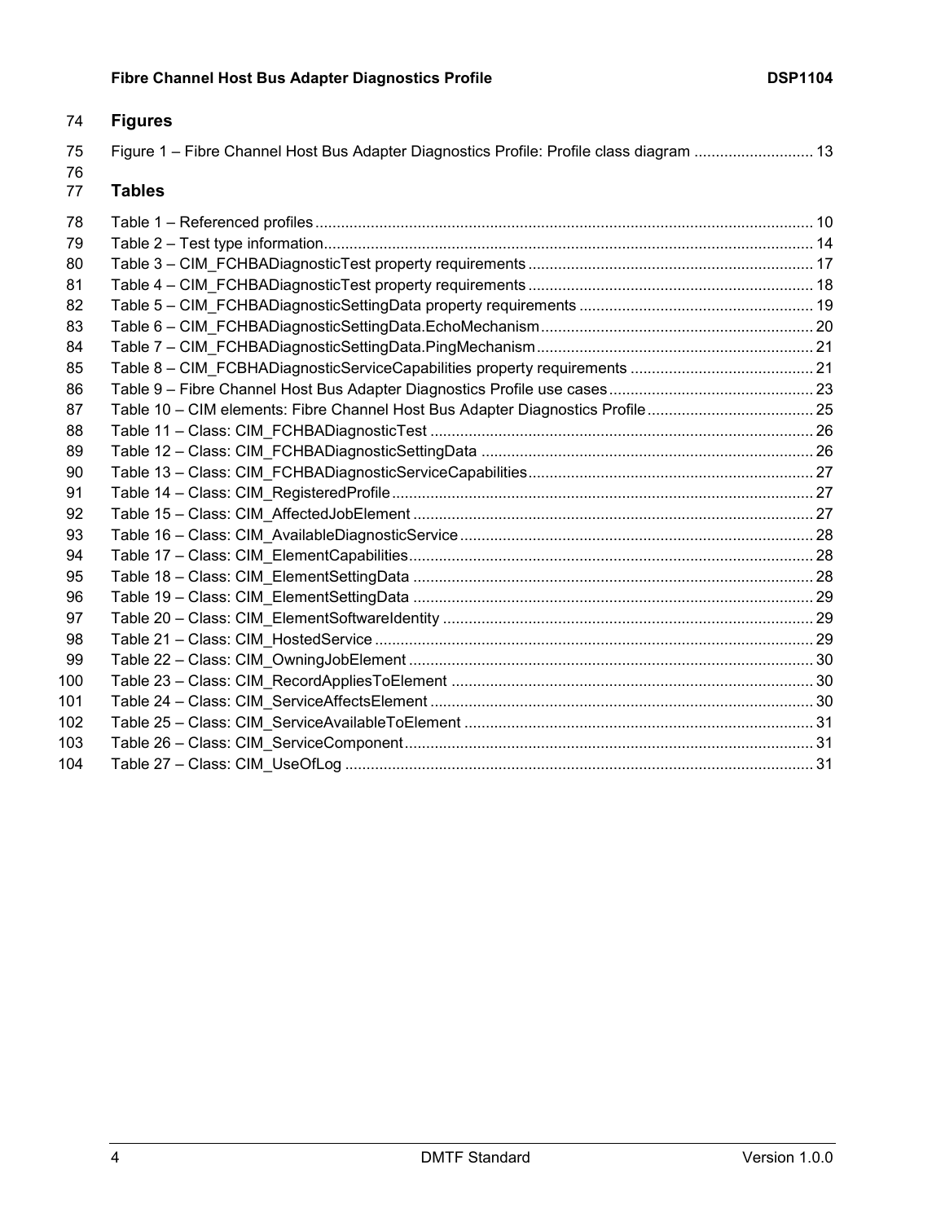## Figures

Figure 1 – Fibre Channel Host Bus Adapter Diagnostics Profile: Profile class diagram ............................ 13

## Tables

Table 1 – Referenced profiles .................................................................................................................... 10
Table 2 – Test type information.................................................................................................................. 14
Table 3 – CIM_FCHBADiagnosticTest property requirements .................................................................. 17
Table 4 – CIM_FCHBADiagnosticTest property requirements .................................................................. 18
Table 5 – CIM_FCHBADiagnosticSettingData property requirements ...................................................... 19
Table 6 – CIM_FCHBADiagnosticSettingData.EchoMechanism ................................................................ 20
Table 7 – CIM_FCHBADiagnosticSettingData.PingMechanism ................................................................. 21
Table 8 – CIM_FCBHADiagnosticServiceCapabilities property requirements ........................................... 21
Table 9 – Fibre Channel Host Bus Adapter Diagnostics Profile use cases ................................................ 23
Table 10 – CIM elements: Fibre Channel Host Bus Adapter Diagnostics Profile ....................................... 25
Table 11 – Class: CIM_FCHBADiagnosticTest .......................................................................................... 26
Table 12 – Class: CIM_FCHBADiagnosticSettingData .............................................................................. 26
Table 13 – Class: CIM_FCHBADiagnosticServiceCapabilities................................................................... 27
Table 14 – Class: CIM_RegisteredProfile ................................................................................................... 27
Table 15 – Class: CIM_AffectedJobElement .............................................................................................. 27
Table 16 – Class: CIM_AvailableDiagnosticService ................................................................................... 28
Table 17 – Class: CIM_ElementCapabilities ............................................................................................... 28
Table 18 – Class: CIM_ElementSettingData .............................................................................................. 28
Table 19 – Class: CIM_ElementSettingData .............................................................................................. 29
Table 20 – Class: CIM_ElementSoftwareIdentity ....................................................................................... 29
Table 21 – Class: CIM_HostedService ....................................................................................................... 29
Table 22 – Class: CIM_OwningJobElement ............................................................................................... 30
Table 23 – Class: CIM_RecordAppliesToElement ..................................................................................... 30
Table 24 – Class: CIM_ServiceAffectsElement .......................................................................................... 30
Table 25 – Class: CIM_ServiceAvailableToElement .................................................................................. 31
Table 26 – Class: CIM_ServiceComponent ................................................................................................ 31
Table 27 – Class: CIM_UseOfLog ............................................................................................................. 31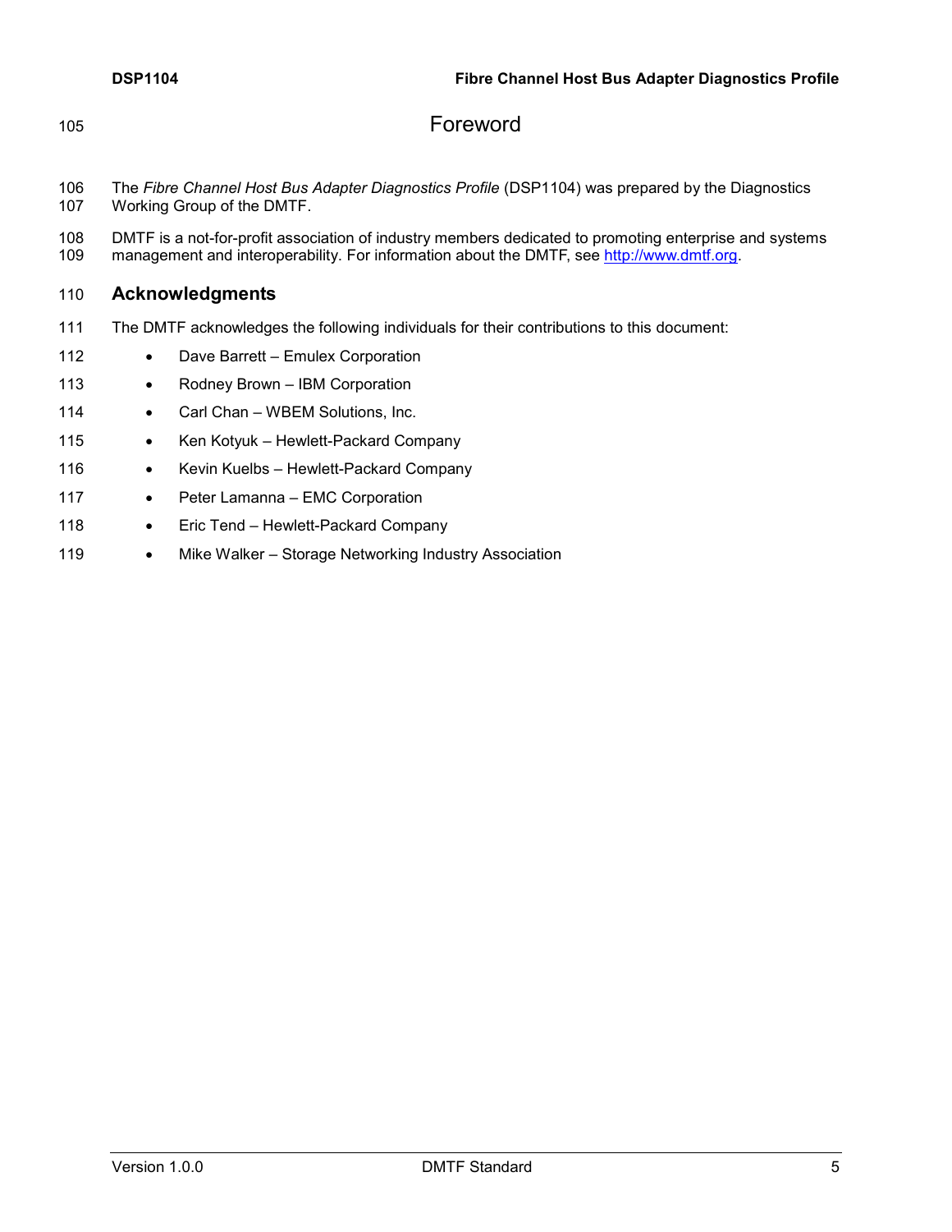# Foreword

The *Fibre Channel Host Bus Adapter Diagnostics Profile* (DSP1104) was prepared by the Diagnostics Working Group of the DMTF.

DMTF is a not-for-profit association of industry members dedicated to promoting enterprise and systems management and interoperability. For information about the DMTF, see http://www.dmtf.org.

## Acknowledgments

The DMTF acknowledges the following individuals for their contributions to this document:

- Dave Barrett – Emulex Corporation
- Rodney Brown – IBM Corporation
- Carl Chan – WBEM Solutions, Inc.
- Ken Kotyuk – Hewlett-Packard Company
- Kevin Kuelbs – Hewlett-Packard Company
- Peter Lamanna – EMC Corporation
- Eric Tend – Hewlett-Packard Company
- Mike Walker – Storage Networking Industry Association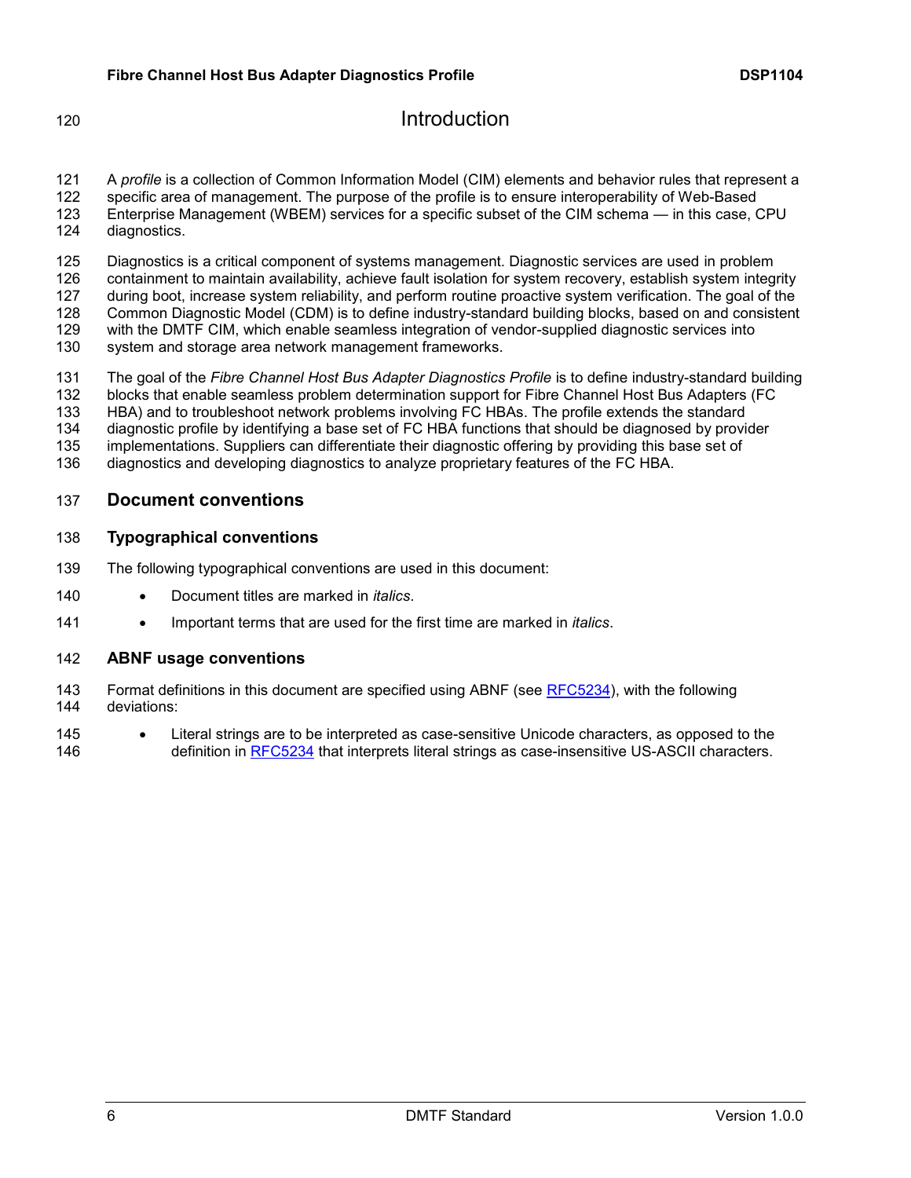# Introduction

A *profile* is a collection of Common Information Model (CIM) elements and behavior rules that represent a specific area of management. The purpose of the profile is to ensure interoperability of Web-Based Enterprise Management (WBEM) services for a specific subset of the CIM schema — in this case, CPU diagnostics.

Diagnostics is a critical component of systems management. Diagnostic services are used in problem containment to maintain availability, achieve fault isolation for system recovery, establish system integrity during boot, increase system reliability, and perform routine proactive system verification. The goal of the Common Diagnostic Model (CDM) is to define industry-standard building blocks, based on and consistent with the DMTF CIM, which enable seamless integration of vendor-supplied diagnostic services into system and storage area network management frameworks.

The goal of the *Fibre Channel Host Bus Adapter Diagnostics Profile* is to define industry-standard building blocks that enable seamless problem determination support for Fibre Channel Host Bus Adapters (FC HBA) and to troubleshoot network problems involving FC HBAs. The profile extends the standard diagnostic profile by identifying a base set of FC HBA functions that should be diagnosed by provider implementations. Suppliers can differentiate their diagnostic offering by providing this base set of diagnostics and developing diagnostics to analyze proprietary features of the FC HBA.

## Document conventions

### Typographical conventions

The following typographical conventions are used in this document:

- Document titles are marked in *italics*.
- Important terms that are used for the first time are marked in *italics*.

### ABNF usage conventions

Format definitions in this document are specified using ABNF (see RFC5234), with the following deviations:

- Literal strings are to be interpreted as case-sensitive Unicode characters, as opposed to the definition in RFC5234 that interprets literal strings as case-insensitive US-ASCII characters.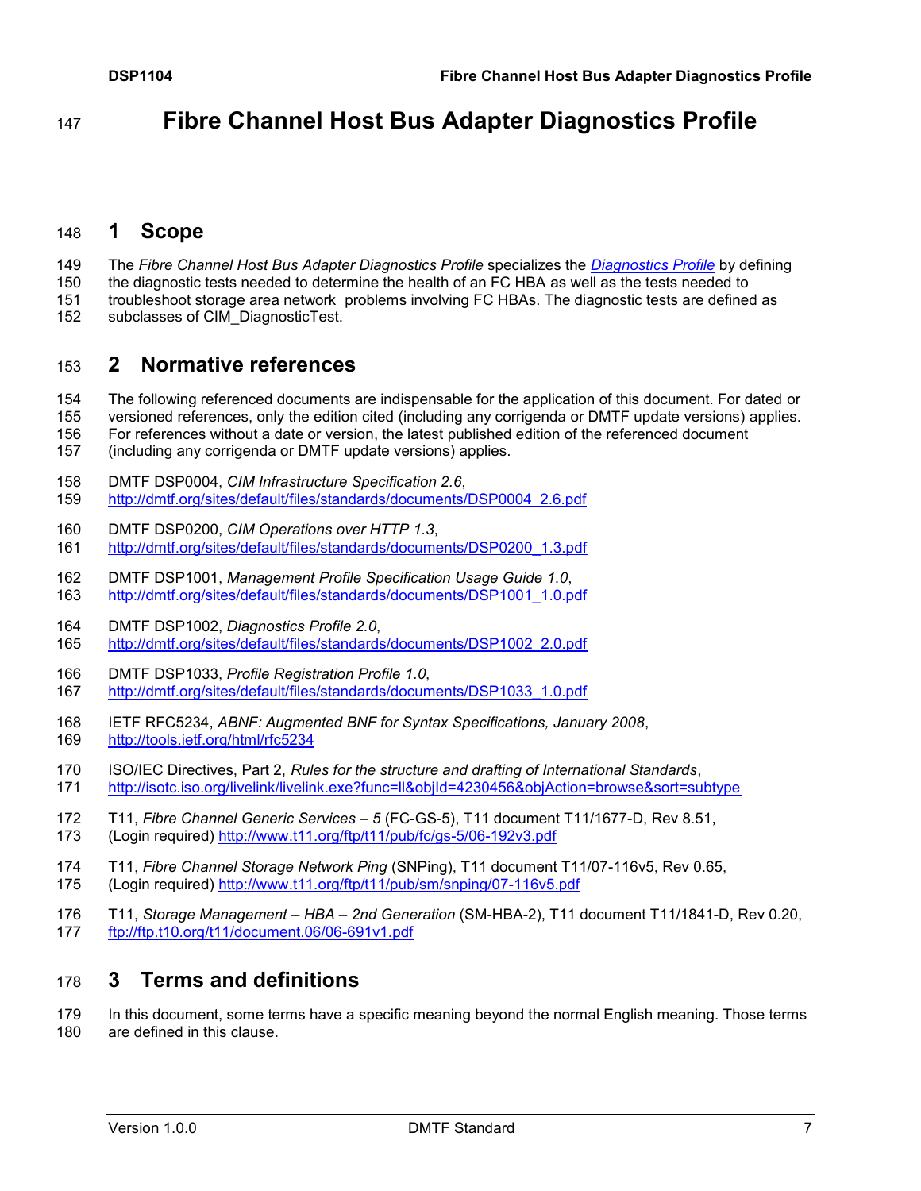# Fibre Channel Host Bus Adapter Diagnostics Profile

## 1 Scope

The *Fibre Channel Host Bus Adapter Diagnostics Profile* specializes the *Diagnostics Profile* by defining the diagnostic tests needed to determine the health of an FC HBA as well as the tests needed to troubleshoot storage area network problems involving FC HBAs. The diagnostic tests are defined as subclasses of CIM_DiagnosticTest.

## 2 Normative references

The following referenced documents are indispensable for the application of this document. For dated or versioned references, only the edition cited (including any corrigenda or DMTF update versions) applies. For references without a date or version, the latest published edition of the referenced document (including any corrigenda or DMTF update versions) applies.

DMTF DSP0004, *CIM Infrastructure Specification 2.6*,
http://dmtf.org/sites/default/files/standards/documents/DSP0004_2.6.pdf

DMTF DSP0200, *CIM Operations over HTTP 1.3*,
http://dmtf.org/sites/default/files/standards/documents/DSP0200_1.3.pdf

DMTF DSP1001, *Management Profile Specification Usage Guide 1.0*,
http://dmtf.org/sites/default/files/standards/documents/DSP1001_1.0.pdf

DMTF DSP1002, *Diagnostics Profile 2.0*,
http://dmtf.org/sites/default/files/standards/documents/DSP1002_2.0.pdf

DMTF DSP1033, *Profile Registration Profile 1.0*,
http://dmtf.org/sites/default/files/standards/documents/DSP1033_1.0.pdf

IETF RFC5234, *ABNF: Augmented BNF for Syntax Specifications, January 2008*,
http://tools.ietf.org/html/rfc5234

ISO/IEC Directives, Part 2, *Rules for the structure and drafting of International Standards*,
http://isotc.iso.org/livelink/livelink.exe?func=ll&objId=4230456&objAction=browse&sort=subtype

T11, *Fibre Channel Generic Services – 5* (FC-GS-5), T11 document T11/1677-D, Rev 8.51,
(Login required) http://www.t11.org/ftp/t11/pub/fc/gs-5/06-192v3.pdf

T11, *Fibre Channel Storage Network Ping* (SNPing), T11 document T11/07-116v5, Rev 0.65,
(Login required) http://www.t11.org/ftp/t11/pub/sm/snping/07-116v5.pdf

T11, *Storage Management – HBA – 2nd Generation* (SM-HBA-2), T11 document T11/1841-D, Rev 0.20,
ftp://ftp.t10.org/t11/document.06/06-691v1.pdf

## 3 Terms and definitions

In this document, some terms have a specific meaning beyond the normal English meaning. Those terms are defined in this clause.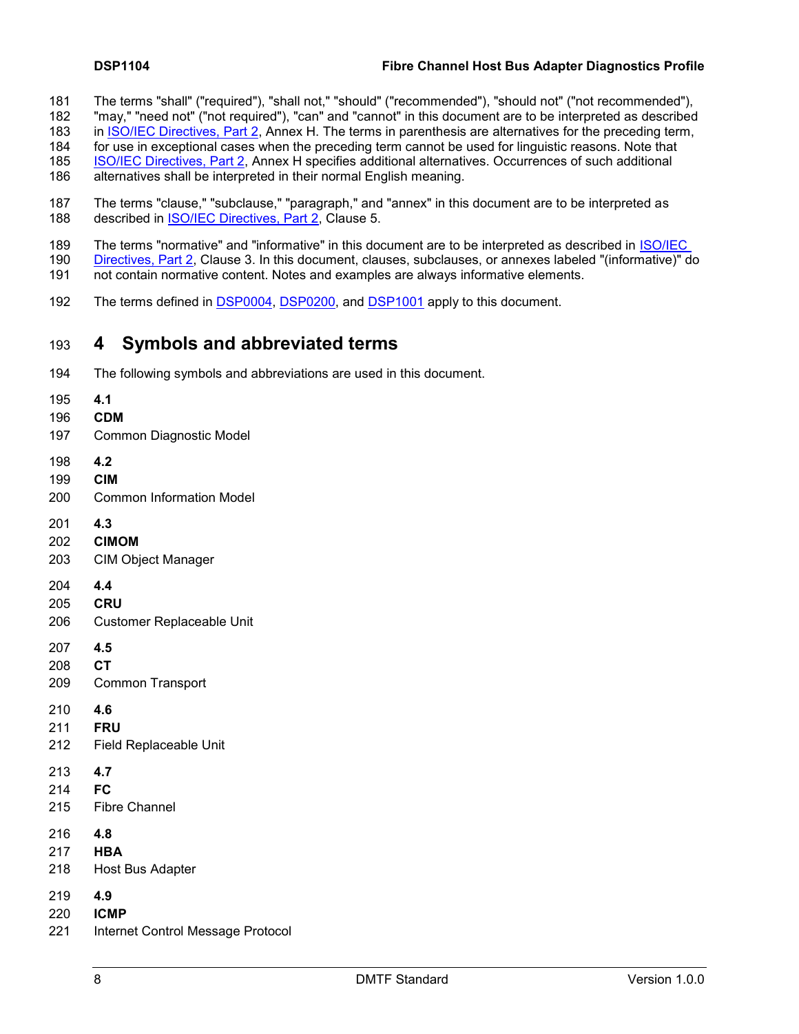The terms "shall" ("required"), "shall not," "should" ("recommended"), "should not" ("not recommended"), "may," "need not" ("not required"), "can" and "cannot" in this document are to be interpreted as described in ISO/IEC Directives, Part 2, Annex H. The terms in parenthesis are alternatives for the preceding term, for use in exceptional cases when the preceding term cannot be used for linguistic reasons. Note that ISO/IEC Directives, Part 2, Annex H specifies additional alternatives. Occurrences of such additional alternatives shall be interpreted in their normal English meaning.

The terms "clause," "subclause," "paragraph," and "annex" in this document are to be interpreted as described in ISO/IEC Directives, Part 2, Clause 5.

The terms "normative" and "informative" in this document are to be interpreted as described in ISO/IEC Directives, Part 2, Clause 3. In this document, clauses, subclauses, or annexes labeled "(informative)" do not contain normative content. Notes and examples are always informative elements.

The terms defined in DSP0004, DSP0200, and DSP1001 apply to this document.

# 4 Symbols and abbreviated terms

The following symbols and abbreviations are used in this document.

**4.1**
**CDM**
Common Diagnostic Model

**4.2**
**CIM**
Common Information Model

**4.3**
**CIMOM**
CIM Object Manager

**4.4**
**CRU**
Customer Replaceable Unit

**4.5**
**CT**
Common Transport

**4.6**
**FRU**
Field Replaceable Unit

**4.7**
**FC**
Fibre Channel

**4.8**
**HBA**
Host Bus Adapter

**4.9**
**ICMP**
Internet Control Message Protocol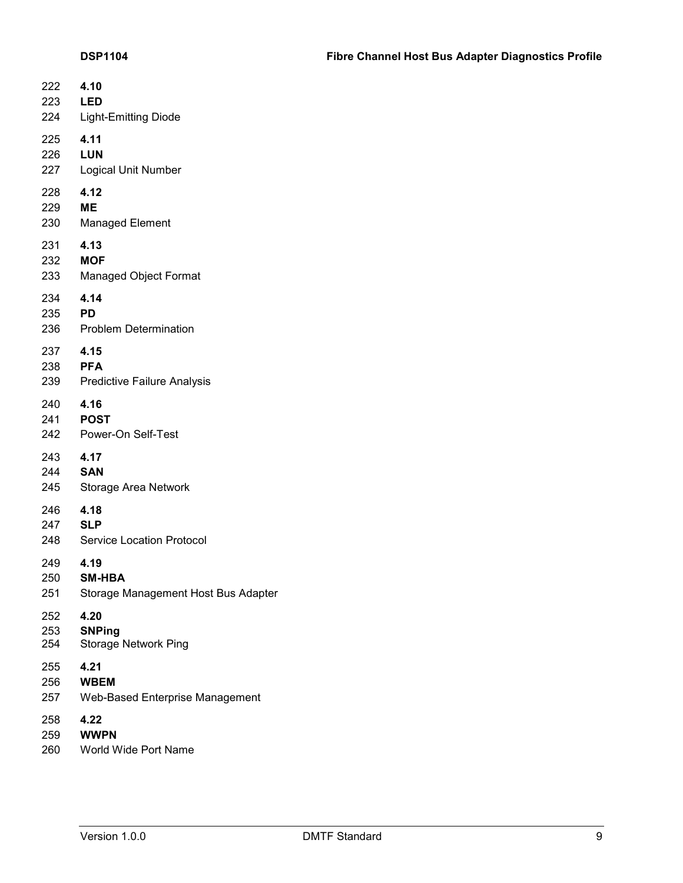**4.10**

**LED**

Light-Emitting Diode

**4.11**

**LUN**

Logical Unit Number

**4.12**

**ME**

Managed Element

**4.13**

**MOF**

Managed Object Format

**4.14**

**PD**

Problem Determination

**4.15**

**PFA**

Predictive Failure Analysis

**4.16**

**POST**

Power-On Self-Test

**4.17**

**SAN**

Storage Area Network

**4.18**

**SLP**

Service Location Protocol

**4.19**

**SM-HBA**

Storage Management Host Bus Adapter

**4.20**

**SNPing**

Storage Network Ping

**4.21**

**WBEM**

Web-Based Enterprise Management

**4.22**

**WWPN**

World Wide Port Name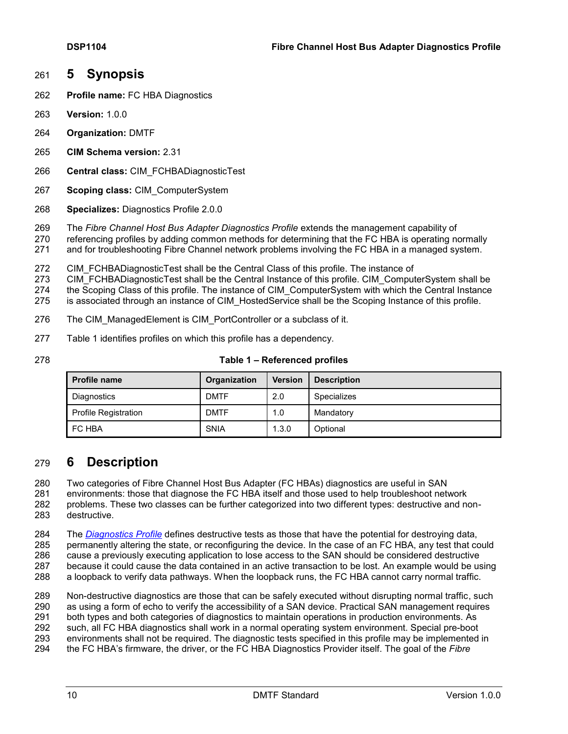# 5 Synopsis

**Profile name:** FC HBA Diagnostics

**Version:** 1.0.0

**Organization:** DMTF

**CIM Schema version:** 2.31

**Central class:** CIM_FCHBADiagnosticTest

**Scoping class:** CIM_ComputerSystem

**Specializes:** Diagnostics Profile 2.0.0

The *Fibre Channel Host Bus Adapter Diagnostics Profile* extends the management capability of referencing profiles by adding common methods for determining that the FC HBA is operating normally and for troubleshooting Fibre Channel network problems involving the FC HBA in a managed system.

CIM_FCHBADiagnosticTest shall be the Central Class of this profile. The instance of CIM_FCHBADiagnosticTest shall be the Central Instance of this profile. CIM_ComputerSystem shall be the Scoping Class of this profile. The instance of CIM_ComputerSystem with which the Central Instance is associated through an instance of CIM_HostedService shall be the Scoping Instance of this profile.

The CIM_ManagedElement is CIM_PortController or a subclass of it.

Table 1 identifies profiles on which this profile has a dependency.

**Table 1 – Referenced profiles**

| Profile name | Organization | Version | Description |
|---|---|---|---|
| Diagnostics | DMTF | 2.0 | Specializes |
| Profile Registration | DMTF | 1.0 | Mandatory |
| FC HBA | SNIA | 1.3.0 | Optional |

# 6 Description

Two categories of Fibre Channel Host Bus Adapter (FC HBAs) diagnostics are useful in SAN environments: those that diagnose the FC HBA itself and those used to help troubleshoot network problems. These two classes can be further categorized into two different types: destructive and non-destructive.

The *Diagnostics Profile* defines destructive tests as those that have the potential for destroying data, permanently altering the state, or reconfiguring the device. In the case of an FC HBA, any test that could cause a previously executing application to lose access to the SAN should be considered destructive because it could cause the data contained in an active transaction to be lost. An example would be using a loopback to verify data pathways. When the loopback runs, the FC HBA cannot carry normal traffic.

Non-destructive diagnostics are those that can be safely executed without disrupting normal traffic, such as using a form of echo to verify the accessibility of a SAN device. Practical SAN management requires both types and both categories of diagnostics to maintain operations in production environments. As such, all FC HBA diagnostics shall work in a normal operating system environment. Special pre-boot environments shall not be required. The diagnostic tests specified in this profile may be implemented in the FC HBA's firmware, the driver, or the FC HBA Diagnostics Provider itself. The goal of the *Fibre*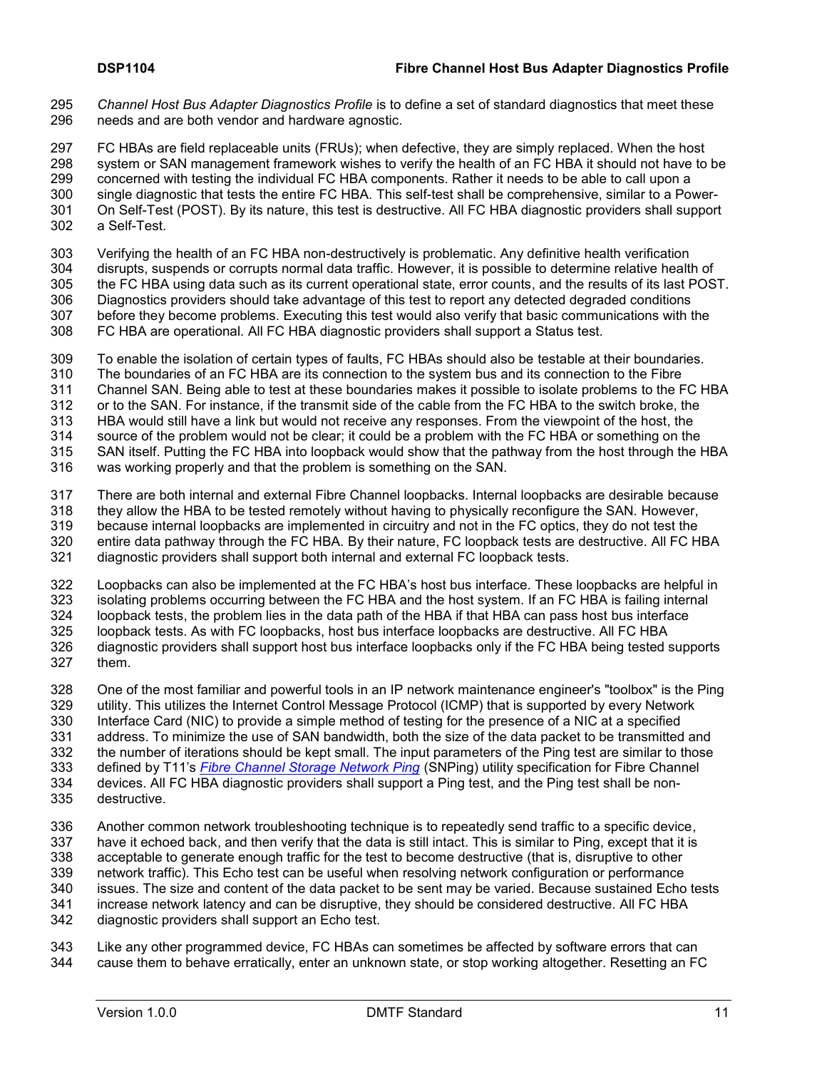*Channel Host Bus Adapter Diagnostics Profile* is to define a set of standard diagnostics that meet these needs and are both vendor and hardware agnostic.

FC HBAs are field replaceable units (FRUs); when defective, they are simply replaced. When the host system or SAN management framework wishes to verify the health of an FC HBA it should not have to be concerned with testing the individual FC HBA components. Rather it needs to be able to call upon a single diagnostic that tests the entire FC HBA. This self-test shall be comprehensive, similar to a Power-On Self-Test (POST). By its nature, this test is destructive. All FC HBA diagnostic providers shall support a Self-Test.

Verifying the health of an FC HBA non-destructively is problematic. Any definitive health verification disrupts, suspends or corrupts normal data traffic. However, it is possible to determine relative health of the FC HBA using data such as its current operational state, error counts, and the results of its last POST. Diagnostics providers should take advantage of this test to report any detected degraded conditions before they become problems. Executing this test would also verify that basic communications with the FC HBA are operational. All FC HBA diagnostic providers shall support a Status test.

To enable the isolation of certain types of faults, FC HBAs should also be testable at their boundaries. The boundaries of an FC HBA are its connection to the system bus and its connection to the Fibre Channel SAN. Being able to test at these boundaries makes it possible to isolate problems to the FC HBA or to the SAN. For instance, if the transmit side of the cable from the FC HBA to the switch broke, the HBA would still have a link but would not receive any responses. From the viewpoint of the host, the source of the problem would not be clear; it could be a problem with the FC HBA or something on the SAN itself. Putting the FC HBA into loopback would show that the pathway from the host through the HBA was working properly and that the problem is something on the SAN.

There are both internal and external Fibre Channel loopbacks. Internal loopbacks are desirable because they allow the HBA to be tested remotely without having to physically reconfigure the SAN. However, because internal loopbacks are implemented in circuitry and not in the FC optics, they do not test the entire data pathway through the FC HBA. By their nature, FC loopback tests are destructive. All FC HBA diagnostic providers shall support both internal and external FC loopback tests.

Loopbacks can also be implemented at the FC HBA's host bus interface. These loopbacks are helpful in isolating problems occurring between the FC HBA and the host system. If an FC HBA is failing internal loopback tests, the problem lies in the data path of the HBA if that HBA can pass host bus interface loopback tests. As with FC loopbacks, host bus interface loopbacks are destructive. All FC HBA diagnostic providers shall support host bus interface loopbacks only if the FC HBA being tested supports them.

One of the most familiar and powerful tools in an IP network maintenance engineer's "toolbox" is the Ping utility. This utilizes the Internet Control Message Protocol (ICMP) that is supported by every Network Interface Card (NIC) to provide a simple method of testing for the presence of a NIC at a specified address. To minimize the use of SAN bandwidth, both the size of the data packet to be transmitted and the number of iterations should be kept small. The input parameters of the Ping test are similar to those defined by T11's *Fibre Channel Storage Network Ping* (SNPing) utility specification for Fibre Channel devices. All FC HBA diagnostic providers shall support a Ping test, and the Ping test shall be non-destructive.

Another common network troubleshooting technique is to repeatedly send traffic to a specific device, have it echoed back, and then verify that the data is still intact. This is similar to Ping, except that it is acceptable to generate enough traffic for the test to become destructive (that is, disruptive to other network traffic). This Echo test can be useful when resolving network configuration or performance issues. The size and content of the data packet to be sent may be varied. Because sustained Echo tests increase network latency and can be disruptive, they should be considered destructive. All FC HBA diagnostic providers shall support an Echo test.

Like any other programmed device, FC HBAs can sometimes be affected by software errors that can cause them to behave erratically, enter an unknown state, or stop working altogether. Resetting an FC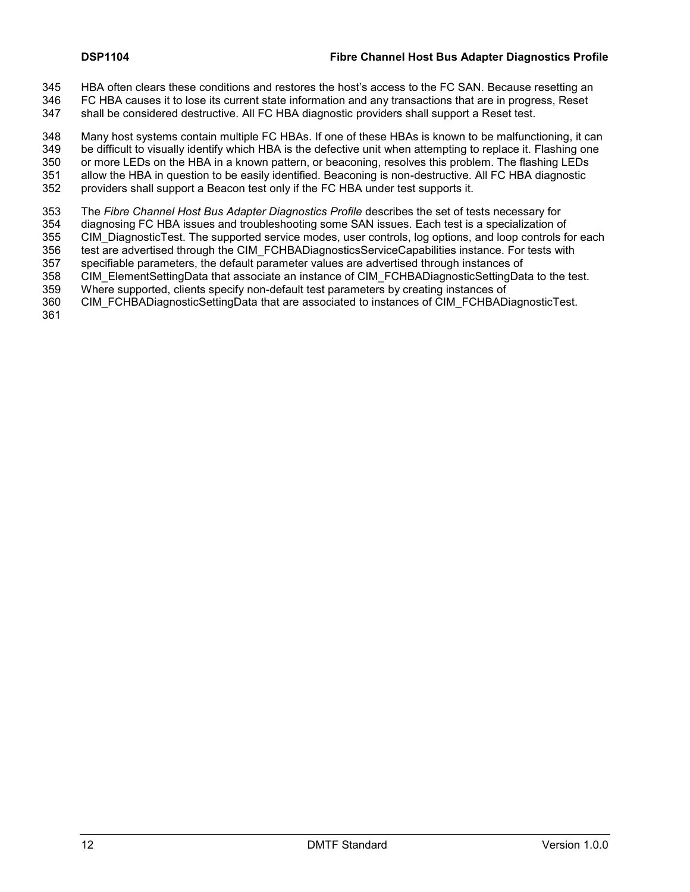HBA often clears these conditions and restores the host's access to the FC SAN. Because resetting an FC HBA causes it to lose its current state information and any transactions that are in progress, Reset shall be considered destructive. All FC HBA diagnostic providers shall support a Reset test.

Many host systems contain multiple FC HBAs. If one of these HBAs is known to be malfunctioning, it can be difficult to visually identify which HBA is the defective unit when attempting to replace it. Flashing one or more LEDs on the HBA in a known pattern, or beaconing, resolves this problem. The flashing LEDs allow the HBA in question to be easily identified. Beaconing is non-destructive. All FC HBA diagnostic providers shall support a Beacon test only if the FC HBA under test supports it.

The *Fibre Channel Host Bus Adapter Diagnostics Profile* describes the set of tests necessary for diagnosing FC HBA issues and troubleshooting some SAN issues. Each test is a specialization of CIM_DiagnosticTest. The supported service modes, user controls, log options, and loop controls for each test are advertised through the CIM_FCHBADiagnosticsServiceCapabilities instance. For tests with specifiable parameters, the default parameter values are advertised through instances of CIM_ElementSettingData that associate an instance of CIM_FCHBADiagnosticSettingData to the test. Where supported, clients specify non-default test parameters by creating instances of CIM_FCHBADiagnosticSettingData that are associated to instances of CIM_FCHBADiagnosticTest.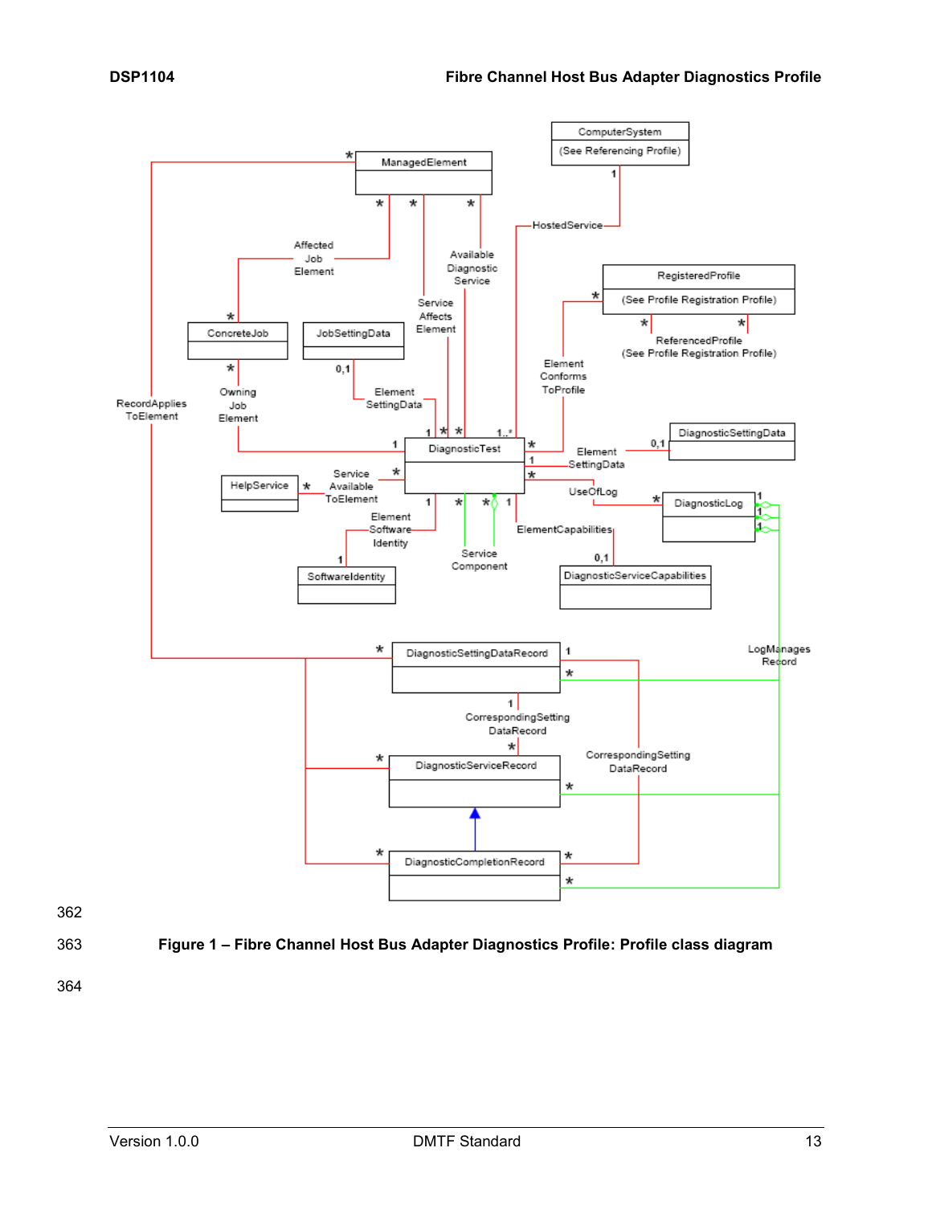Figure 1 – Fibre Channel Host Bus Adapter Diagnostics Profile: Profile class diagram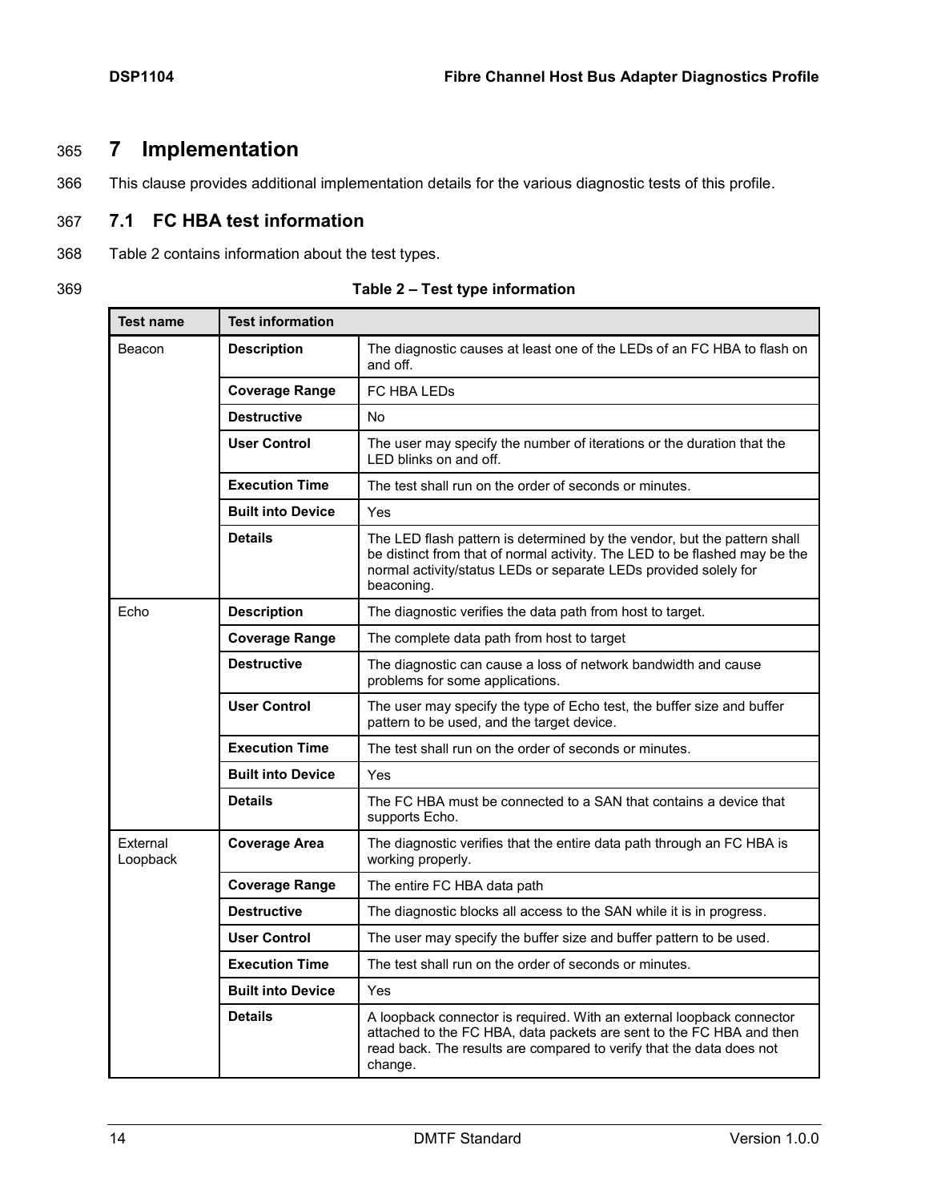# 7 Implementation

This clause provides additional implementation details for the various diagnostic tests of this profile.

## 7.1 FC HBA test information

Table 2 contains information about the test types.

**Table 2 – Test type information**

| Test name | Test information | |
|---|---|---|
| Beacon | **Description** | The diagnostic causes at least one of the LEDs of an FC HBA to flash on and off. |
| | **Coverage Range** | FC HBA LEDs |
| | **Destructive** | No |
| | **User Control** | The user may specify the number of iterations or the duration that the LED blinks on and off. |
| | **Execution Time** | The test shall run on the order of seconds or minutes. |
| | **Built into Device** | Yes |
| | **Details** | The LED flash pattern is determined by the vendor, but the pattern shall be distinct from that of normal activity. The LED to be flashed may be the normal activity/status LEDs or separate LEDs provided solely for beaconing. |
| Echo | **Description** | The diagnostic verifies the data path from host to target. |
| | **Coverage Range** | The complete data path from host to target |
| | **Destructive** | The diagnostic can cause a loss of network bandwidth and cause problems for some applications. |
| | **User Control** | The user may specify the type of Echo test, the buffer size and buffer pattern to be used, and the target device. |
| | **Execution Time** | The test shall run on the order of seconds or minutes. |
| | **Built into Device** | Yes |
| | **Details** | The FC HBA must be connected to a SAN that contains a device that supports Echo. |
| External Loopback | **Coverage Area** | The diagnostic verifies that the entire data path through an FC HBA is working properly. |
| | **Coverage Range** | The entire FC HBA data path |
| | **Destructive** | The diagnostic blocks all access to the SAN while it is in progress. |
| | **User Control** | The user may specify the buffer size and buffer pattern to be used. |
| | **Execution Time** | The test shall run on the order of seconds or minutes. |
| | **Built into Device** | Yes |
| | **Details** | A loopback connector is required. With an external loopback connector attached to the FC HBA, data packets are sent to the FC HBA and then read back. The results are compared to verify that the data does not change. |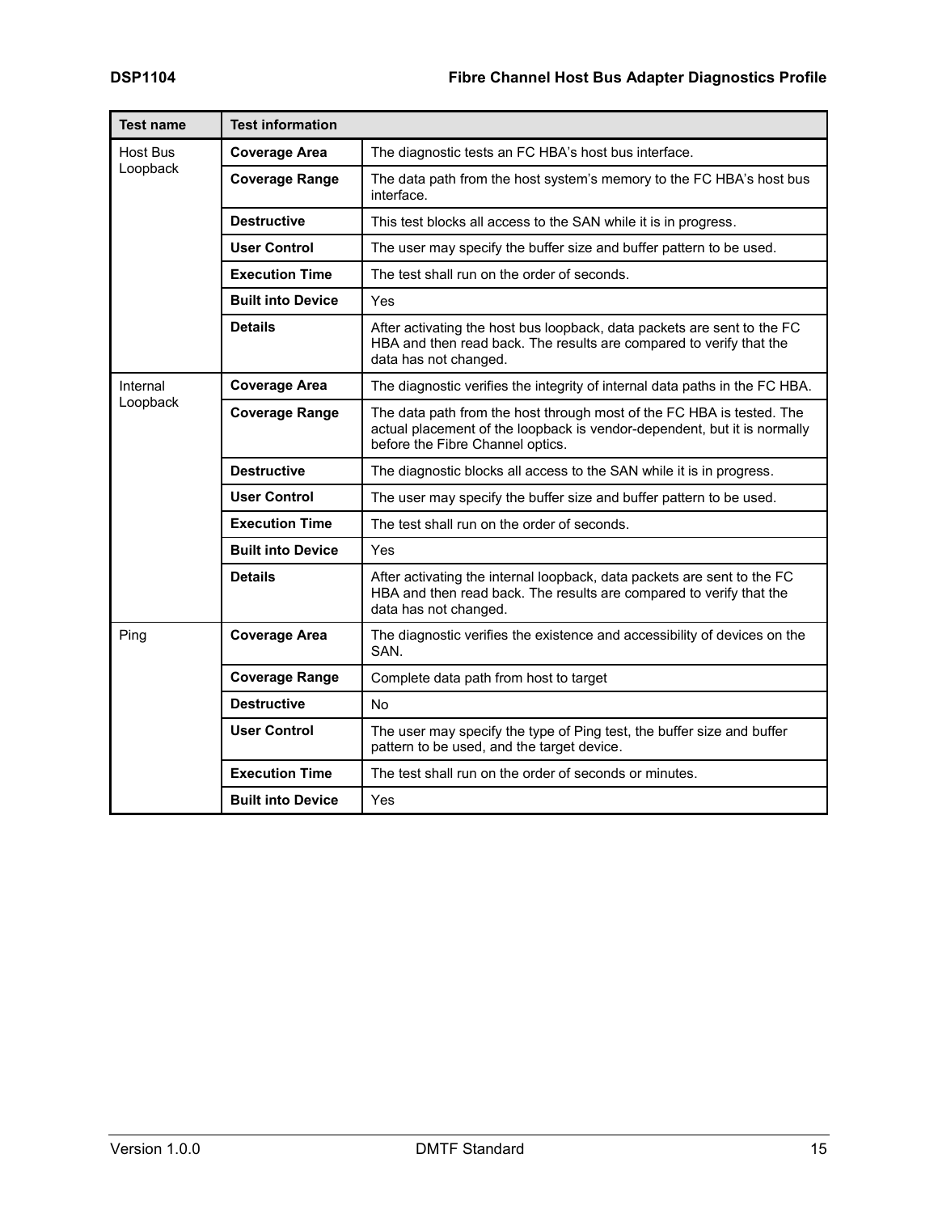| Test name | Test information | |
|---|---|---|
| Host Bus Loopback | **Coverage Area** | The diagnostic tests an FC HBA's host bus interface. |
| | **Coverage Range** | The data path from the host system's memory to the FC HBA's host bus interface. |
| | **Destructive** | This test blocks all access to the SAN while it is in progress. |
| | **User Control** | The user may specify the buffer size and buffer pattern to be used. |
| | **Execution Time** | The test shall run on the order of seconds. |
| | **Built into Device** | Yes |
| | **Details** | After activating the host bus loopback, data packets are sent to the FC HBA and then read back. The results are compared to verify that the data has not changed. |
| Internal Loopback | **Coverage Area** | The diagnostic verifies the integrity of internal data paths in the FC HBA. |
| | **Coverage Range** | The data path from the host through most of the FC HBA is tested. The actual placement of the loopback is vendor-dependent, but it is normally before the Fibre Channel optics. |
| | **Destructive** | The diagnostic blocks all access to the SAN while it is in progress. |
| | **User Control** | The user may specify the buffer size and buffer pattern to be used. |
| | **Execution Time** | The test shall run on the order of seconds. |
| | **Built into Device** | Yes |
| | **Details** | After activating the internal loopback, data packets are sent to the FC HBA and then read back. The results are compared to verify that the data has not changed. |
| Ping | **Coverage Area** | The diagnostic verifies the existence and accessibility of devices on the SAN. |
| | **Coverage Range** | Complete data path from host to target |
| | **Destructive** | No |
| | **User Control** | The user may specify the type of Ping test, the buffer size and buffer pattern to be used, and the target device. |
| | **Execution Time** | The test shall run on the order of seconds or minutes. |
| | **Built into Device** | Yes |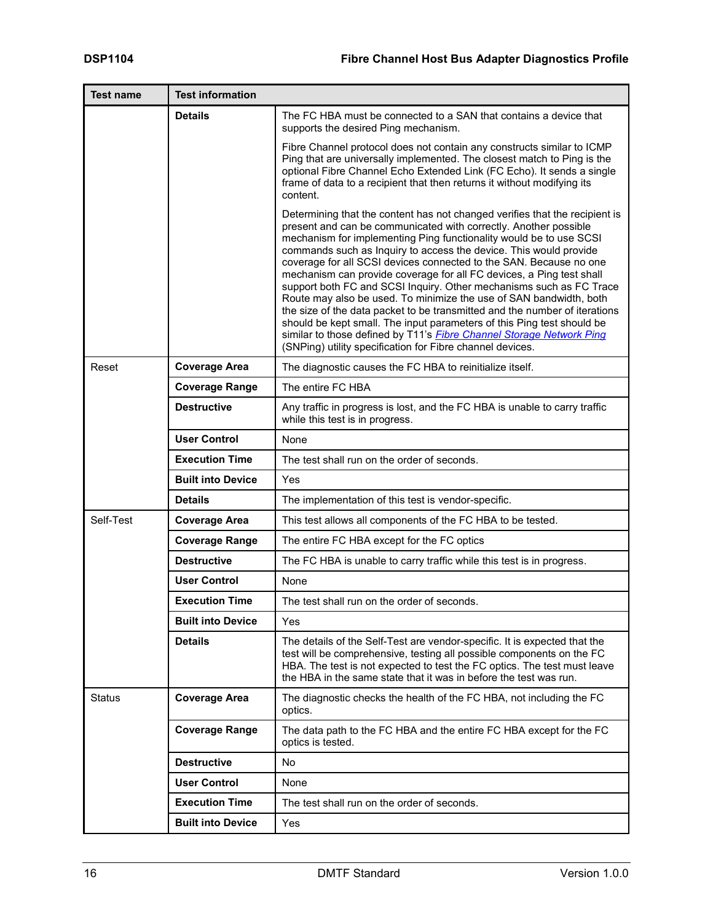| Test name | Test information | |
|---|---|---|
| | **Details** | The FC HBA must be connected to a SAN that contains a device that supports the desired Ping mechanism.<br><br>Fibre Channel protocol does not contain any constructs similar to ICMP Ping that are universally implemented. The closest match to Ping is the optional Fibre Channel Echo Extended Link (FC Echo). It sends a single frame of data to a recipient that then returns it without modifying its content.<br><br>Determining that the content has not changed verifies that the recipient is present and can be communicated with correctly. Another possible mechanism for implementing Ping functionality would be to use SCSI commands such as Inquiry to access the device. This would provide coverage for all SCSI devices connected to the SAN. Because no one mechanism can provide coverage for all FC devices, a Ping test shall support both FC and SCSI Inquiry. Other mechanisms such as FC Trace Route may also be used. To minimize the use of SAN bandwidth, both the size of the data packet to be transmitted and the number of iterations should be kept small. The input parameters of this Ping test should be similar to those defined by T11's *Fibre Channel Storage Network Ping* (SNPing) utility specification for Fibre channel devices. |
| Reset | **Coverage Area** | The diagnostic causes the FC HBA to reinitialize itself. |
| | **Coverage Range** | The entire FC HBA |
| | **Destructive** | Any traffic in progress is lost, and the FC HBA is unable to carry traffic while this test is in progress. |
| | **User Control** | None |
| | **Execution Time** | The test shall run on the order of seconds. |
| | **Built into Device** | Yes |
| | **Details** | The implementation of this test is vendor-specific. |
| Self-Test | **Coverage Area** | This test allows all components of the FC HBA to be tested. |
| | **Coverage Range** | The entire FC HBA except for the FC optics |
| | **Destructive** | The FC HBA is unable to carry traffic while this test is in progress. |
| | **User Control** | None |
| | **Execution Time** | The test shall run on the order of seconds. |
| | **Built into Device** | Yes |
| | **Details** | The details of the Self-Test are vendor-specific. It is expected that the test will be comprehensive, testing all possible components on the FC HBA. The test is not expected to test the FC optics. The test must leave the HBA in the same state that it was in before the test was run. |
| Status | **Coverage Area** | The diagnostic checks the health of the FC HBA, not including the FC optics. |
| | **Coverage Range** | The data path to the FC HBA and the entire FC HBA except for the FC optics is tested. |
| | **Destructive** | No |
| | **User Control** | None |
| | **Execution Time** | The test shall run on the order of seconds. |
| | **Built into Device** | Yes |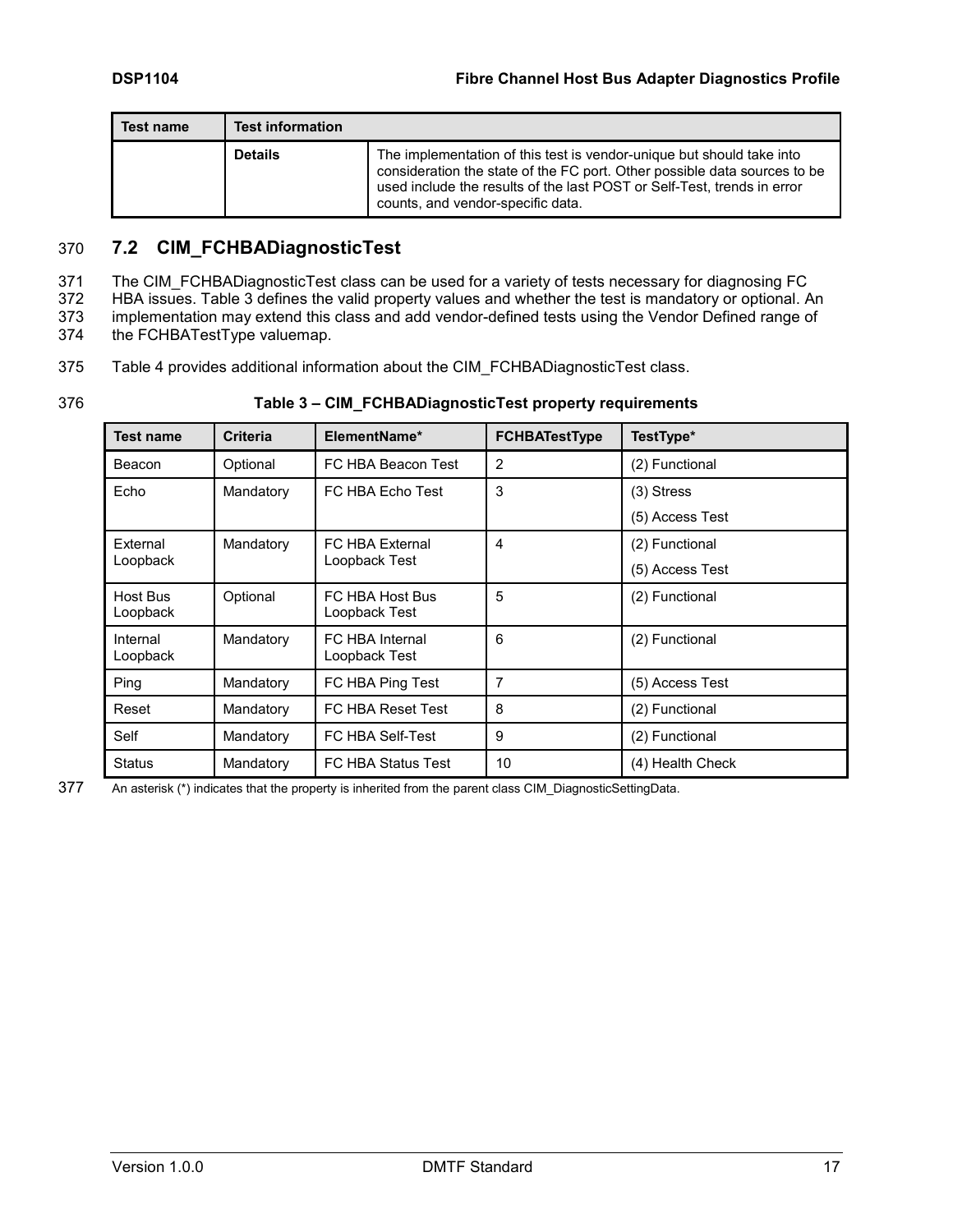| Test name | Test information | |
|---|---|---|
| | **Details** | The implementation of this test is vendor-unique but should take into consideration the state of the FC port. Other possible data sources to be used include the results of the last POST or Self-Test, trends in error counts, and vendor-specific data. |

## 7.2 CIM_FCHBADiagnosticTest

The CIM_FCHBADiagnosticTest class can be used for a variety of tests necessary for diagnosing FC HBA issues. Table 3 defines the valid property values and whether the test is mandatory or optional. An implementation may extend this class and add vendor-defined tests using the Vendor Defined range of the FCHBATestType valuemap.

Table 4 provides additional information about the CIM_FCHBADiagnosticTest class.

**Table 3 – CIM_FCHBADiagnosticTest property requirements**

| Test name | Criteria | ElementName* | FCHBATestType | TestType* |
|---|---|---|---|---|
| Beacon | Optional | FC HBA Beacon Test | 2 | (2) Functional |
| Echo | Mandatory | FC HBA Echo Test | 3 | (3) Stress<br>(5) Access Test |
| External Loopback | Mandatory | FC HBA External Loopback Test | 4 | (2) Functional<br>(5) Access Test |
| Host Bus Loopback | Optional | FC HBA Host Bus Loopback Test | 5 | (2) Functional |
| Internal Loopback | Mandatory | FC HBA Internal Loopback Test | 6 | (2) Functional |
| Ping | Mandatory | FC HBA Ping Test | 7 | (5) Access Test |
| Reset | Mandatory | FC HBA Reset Test | 8 | (2) Functional |
| Self | Mandatory | FC HBA Self-Test | 9 | (2) Functional |
| Status | Mandatory | FC HBA Status Test | 10 | (4) Health Check |

An asterisk (*) indicates that the property is inherited from the parent class CIM_DiagnosticSettingData.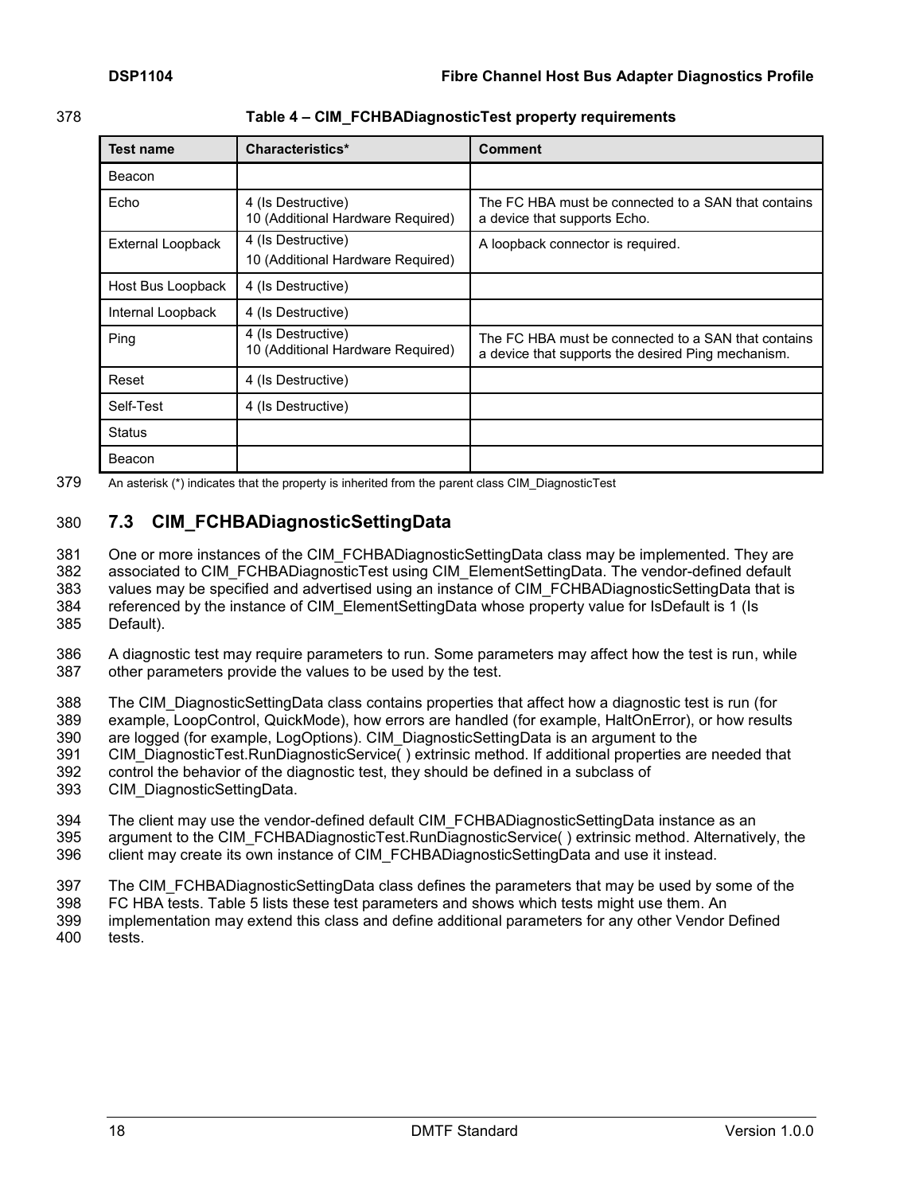**Table 4 – CIM_FCHBADiagnosticTest property requirements**

| Test name | Characteristics* | Comment |
|---|---|---|
| Beacon | | |
| Echo | 4 (Is Destructive)<br>10 (Additional Hardware Required) | The FC HBA must be connected to a SAN that contains a device that supports Echo. |
| External Loopback | 4 (Is Destructive)<br>10 (Additional Hardware Required) | A loopback connector is required. |
| Host Bus Loopback | 4 (Is Destructive) | |
| Internal Loopback | 4 (Is Destructive) | |
| Ping | 4 (Is Destructive)<br>10 (Additional Hardware Required) | The FC HBA must be connected to a SAN that contains a device that supports the desired Ping mechanism. |
| Reset | 4 (Is Destructive) | |
| Self-Test | 4 (Is Destructive) | |
| Status | | |
| Beacon | | |

An asterisk (*) indicates that the property is inherited from the parent class CIM_DiagnosticTest

## 7.3 CIM_FCHBADiagnosticSettingData

One or more instances of the CIM_FCHBADiagnosticSettingData class may be implemented. They are associated to CIM_FCHBADiagnosticTest using CIM_ElementSettingData. The vendor-defined default values may be specified and advertised using an instance of CIM_FCHBADiagnosticSettingData that is referenced by the instance of CIM_ElementSettingData whose property value for IsDefault is 1 (Is Default).

A diagnostic test may require parameters to run. Some parameters may affect how the test is run, while other parameters provide the values to be used by the test.

The CIM_DiagnosticSettingData class contains properties that affect how a diagnostic test is run (for example, LoopControl, QuickMode), how errors are handled (for example, HaltOnError), or how results are logged (for example, LogOptions). CIM_DiagnosticSettingData is an argument to the CIM_DiagnosticTest.RunDiagnosticService( ) extrinsic method. If additional properties are needed that control the behavior of the diagnostic test, they should be defined in a subclass of CIM_DiagnosticSettingData.

The client may use the vendor-defined default CIM_FCHBADiagnosticSettingData instance as an argument to the CIM_FCHBADiagnosticTest.RunDiagnosticService( ) extrinsic method. Alternatively, the client may create its own instance of CIM_FCHBADiagnosticSettingData and use it instead.

The CIM_FCHBADiagnosticSettingData class defines the parameters that may be used by some of the FC HBA tests. Table 5 lists these test parameters and shows which tests might use them. An implementation may extend this class and define additional parameters for any other Vendor Defined tests.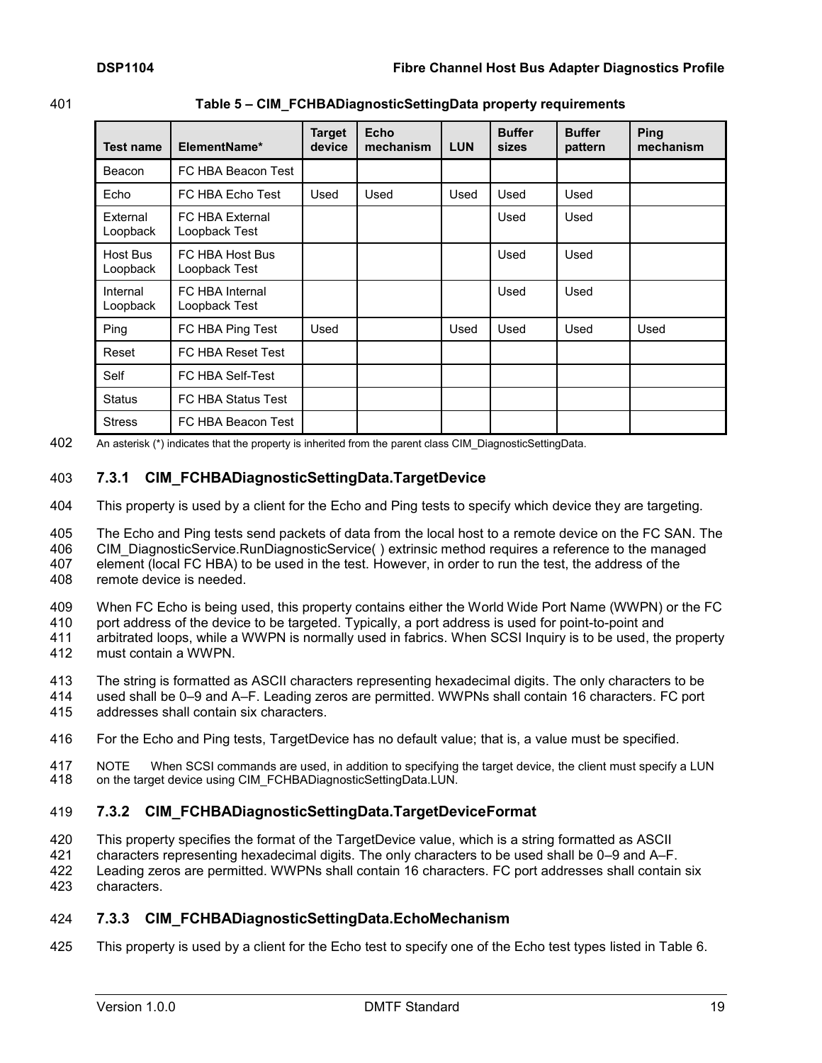Table 5 – CIM_FCHBADiagnosticSettingData property requirements

| Test name | ElementName* | Target device | Echo mechanism | LUN | Buffer sizes | Buffer pattern | Ping mechanism |
|---|---|---|---|---|---|---|---|
| Beacon | FC HBA Beacon Test | | | | | | |
| Echo | FC HBA Echo Test | Used | Used | Used | Used | Used | |
| External Loopback | FC HBA External Loopback Test | | | | Used | Used | |
| Host Bus Loopback | FC HBA Host Bus Loopback Test | | | | Used | Used | |
| Internal Loopback | FC HBA Internal Loopback Test | | | | Used | Used | |
| Ping | FC HBA Ping Test | Used | | Used | Used | Used | Used |
| Reset | FC HBA Reset Test | | | | | | |
| Self | FC HBA Self-Test | | | | | | |
| Status | FC HBA Status Test | | | | | | |
| Stress | FC HBA Beacon Test | | | | | | |

An asterisk (*) indicates that the property is inherited from the parent class CIM_DiagnosticSettingData.

### 7.3.1 CIM_FCHBADiagnosticSettingData.TargetDevice

This property is used by a client for the Echo and Ping tests to specify which device they are targeting.

The Echo and Ping tests send packets of data from the local host to a remote device on the FC SAN. The CIM_DiagnosticService.RunDiagnosticService( ) extrinsic method requires a reference to the managed element (local FC HBA) to be used in the test. However, in order to run the test, the address of the remote device is needed.

When FC Echo is being used, this property contains either the World Wide Port Name (WWPN) or the FC port address of the device to be targeted. Typically, a port address is used for point-to-point and arbitrated loops, while a WWPN is normally used in fabrics. When SCSI Inquiry is to be used, the property must contain a WWPN.

The string is formatted as ASCII characters representing hexadecimal digits. The only characters to be used shall be 0–9 and A–F. Leading zeros are permitted. WWPNs shall contain 16 characters. FC port addresses shall contain six characters.

For the Echo and Ping tests, TargetDevice has no default value; that is, a value must be specified.

NOTE When SCSI commands are used, in addition to specifying the target device, the client must specify a LUN on the target device using CIM_FCHBADiagnosticSettingData.LUN.

### 7.3.2 CIM_FCHBADiagnosticSettingData.TargetDeviceFormat

This property specifies the format of the TargetDevice value, which is a string formatted as ASCII characters representing hexadecimal digits. The only characters to be used shall be 0–9 and A–F. Leading zeros are permitted. WWPNs shall contain 16 characters. FC port addresses shall contain six characters.

### 7.3.3 CIM_FCHBADiagnosticSettingData.EchoMechanism

This property is used by a client for the Echo test to specify one of the Echo test types listed in Table 6.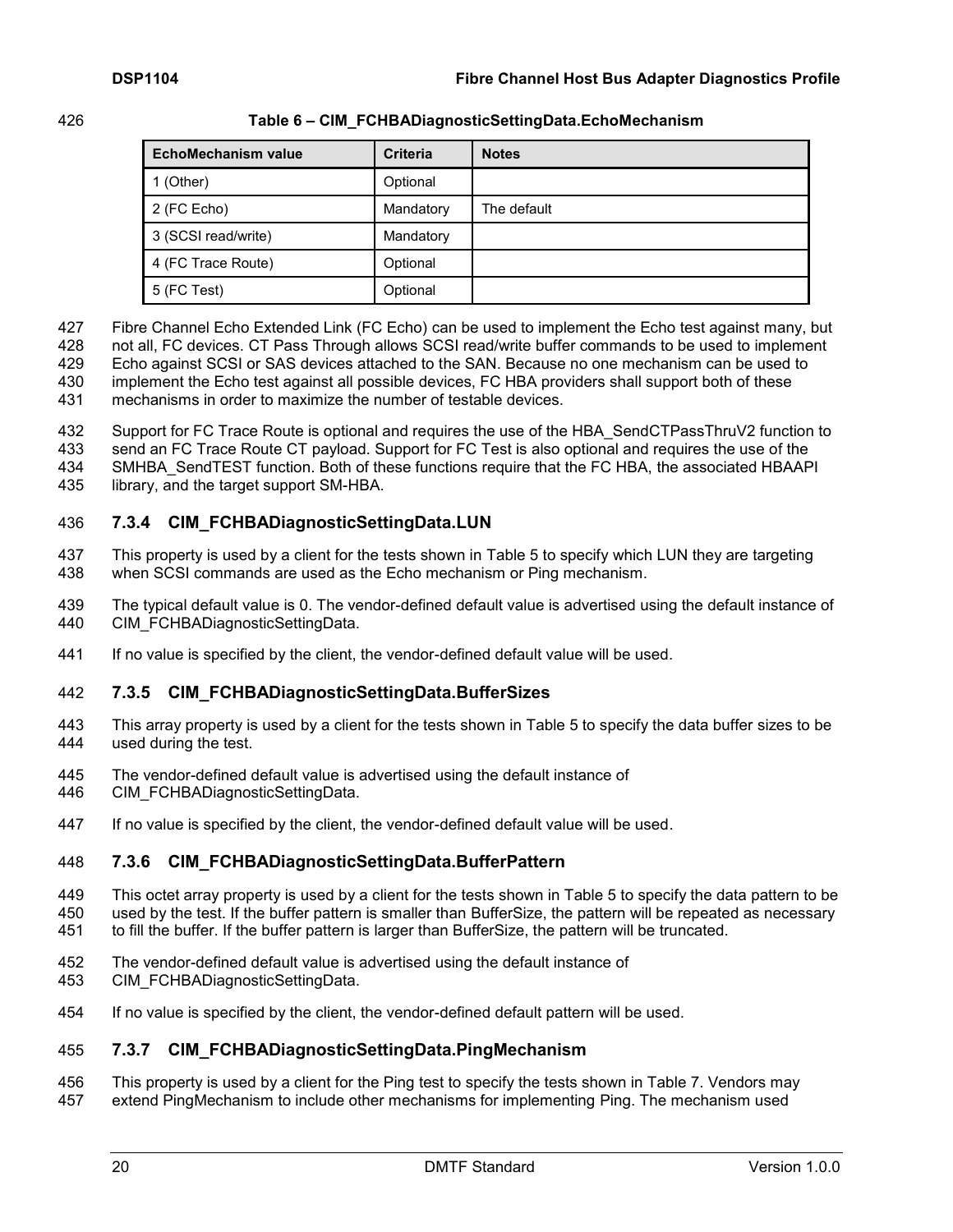**Table 6 – CIM_FCHBADiagnosticSettingData.EchoMechanism**

| EchoMechanism value | Criteria | Notes |
| --- | --- | --- |
| 1 (Other) | Optional | |
| 2 (FC Echo) | Mandatory | The default |
| 3 (SCSI read/write) | Mandatory | |
| 4 (FC Trace Route) | Optional | |
| 5 (FC Test) | Optional | |

Fibre Channel Echo Extended Link (FC Echo) can be used to implement the Echo test against many, but not all, FC devices. CT Pass Through allows SCSI read/write buffer commands to be used to implement Echo against SCSI or SAS devices attached to the SAN. Because no one mechanism can be used to implement the Echo test against all possible devices, FC HBA providers shall support both of these mechanisms in order to maximize the number of testable devices.

Support for FC Trace Route is optional and requires the use of the HBA_SendCTPassThruV2 function to send an FC Trace Route CT payload. Support for FC Test is also optional and requires the use of the SMHBA_SendTEST function. Both of these functions require that the FC HBA, the associated HBAAPI library, and the target support SM-HBA.

### 7.3.4 CIM_FCHBADiagnosticSettingData.LUN

This property is used by a client for the tests shown in Table 5 to specify which LUN they are targeting when SCSI commands are used as the Echo mechanism or Ping mechanism.

The typical default value is 0. The vendor-defined default value is advertised using the default instance of CIM_FCHBADiagnosticSettingData.

If no value is specified by the client, the vendor-defined default value will be used.

### 7.3.5 CIM_FCHBADiagnosticSettingData.BufferSizes

This array property is used by a client for the tests shown in Table 5 to specify the data buffer sizes to be used during the test.

The vendor-defined default value is advertised using the default instance of CIM_FCHBADiagnosticSettingData.

If no value is specified by the client, the vendor-defined default value will be used.

### 7.3.6 CIM_FCHBADiagnosticSettingData.BufferPattern

This octet array property is used by a client for the tests shown in Table 5 to specify the data pattern to be used by the test. If the buffer pattern is smaller than BufferSize, the pattern will be repeated as necessary to fill the buffer. If the buffer pattern is larger than BufferSize, the pattern will be truncated.

The vendor-defined default value is advertised using the default instance of CIM_FCHBADiagnosticSettingData.

If no value is specified by the client, the vendor-defined default pattern will be used.

### 7.3.7 CIM_FCHBADiagnosticSettingData.PingMechanism

This property is used by a client for the Ping test to specify the tests shown in Table 7. Vendors may extend PingMechanism to include other mechanisms for implementing Ping. The mechanism used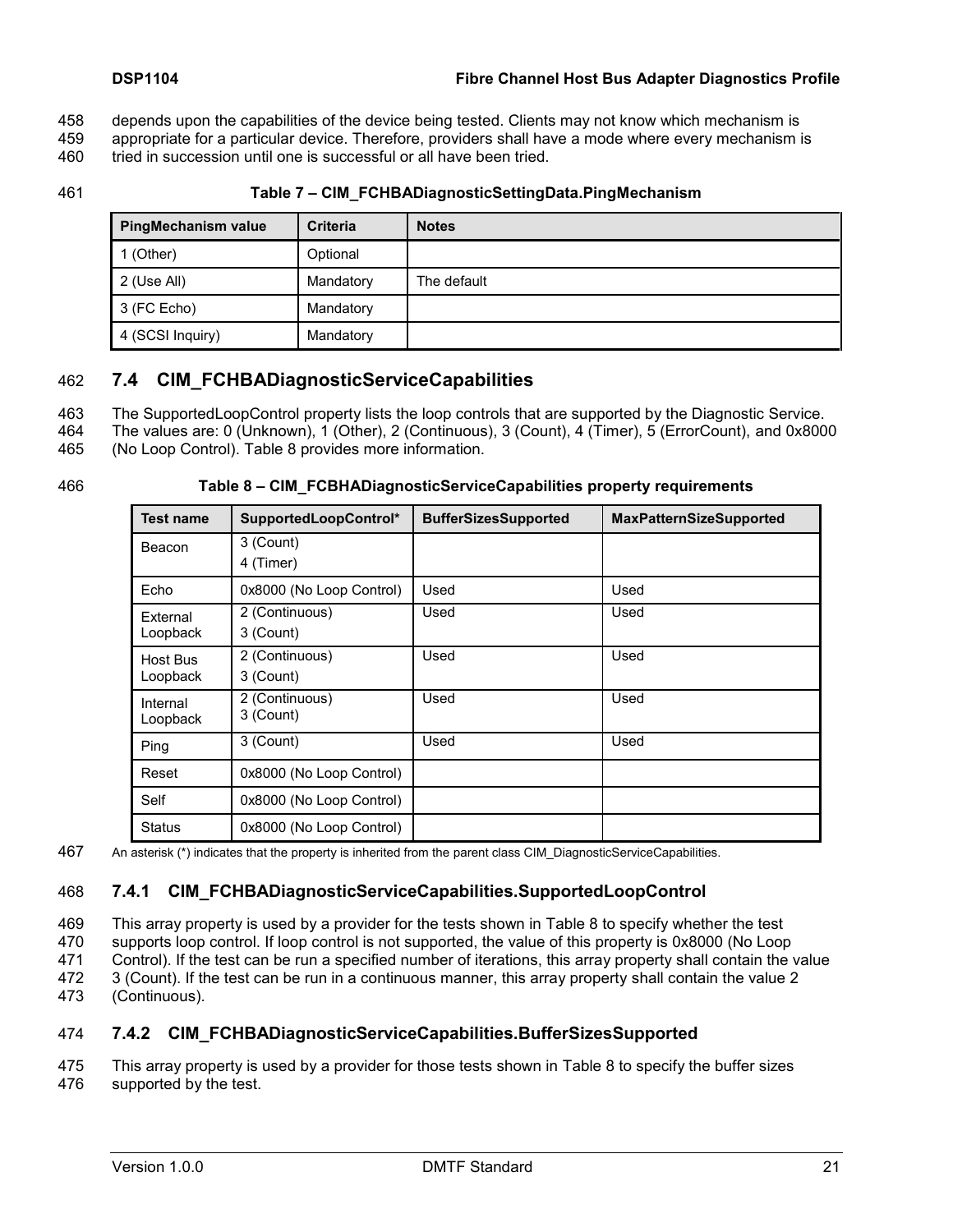depends upon the capabilities of the device being tested. Clients may not know which mechanism is appropriate for a particular device. Therefore, providers shall have a mode where every mechanism is tried in succession until one is successful or all have been tried.

**Table 7 – CIM_FCHBADiagnosticSettingData.PingMechanism**

| PingMechanism value | Criteria | Notes |
|---|---|---|
| 1 (Other) | Optional | |
| 2 (Use All) | Mandatory | The default |
| 3 (FC Echo) | Mandatory | |
| 4 (SCSI Inquiry) | Mandatory | |

## 7.4 CIM_FCHBADiagnosticServiceCapabilities

The SupportedLoopControl property lists the loop controls that are supported by the Diagnostic Service. The values are: 0 (Unknown), 1 (Other), 2 (Continuous), 3 (Count), 4 (Timer), 5 (ErrorCount), and 0x8000 (No Loop Control). Table 8 provides more information.

**Table 8 – CIM_FCBHADiagnosticServiceCapabilities property requirements**

| Test name | SupportedLoopControl* | BufferSizesSupported | MaxPatternSizeSupported |
|---|---|---|---|
| Beacon | 3 (Count)<br>4 (Timer) | | |
| Echo | 0x8000 (No Loop Control) | Used | Used |
| External Loopback | 2 (Continuous)<br>3 (Count) | Used | Used |
| Host Bus Loopback | 2 (Continuous)<br>3 (Count) | Used | Used |
| Internal Loopback | 2 (Continuous)<br>3 (Count) | Used | Used |
| Ping | 3 (Count) | Used | Used |
| Reset | 0x8000 (No Loop Control) | | |
| Self | 0x8000 (No Loop Control) | | |
| Status | 0x8000 (No Loop Control) | | |

An asterisk (*) indicates that the property is inherited from the parent class CIM_DiagnosticServiceCapabilities.

### 7.4.1 CIM_FCHBADiagnosticServiceCapabilities.SupportedLoopControl

This array property is used by a provider for the tests shown in Table 8 to specify whether the test supports loop control. If loop control is not supported, the value of this property is 0x8000 (No Loop Control). If the test can be run a specified number of iterations, this array property shall contain the value 3 (Count). If the test can be run in a continuous manner, this array property shall contain the value 2 (Continuous).

### 7.4.2 CIM_FCHBADiagnosticServiceCapabilities.BufferSizesSupported

This array property is used by a provider for those tests shown in Table 8 to specify the buffer sizes supported by the test.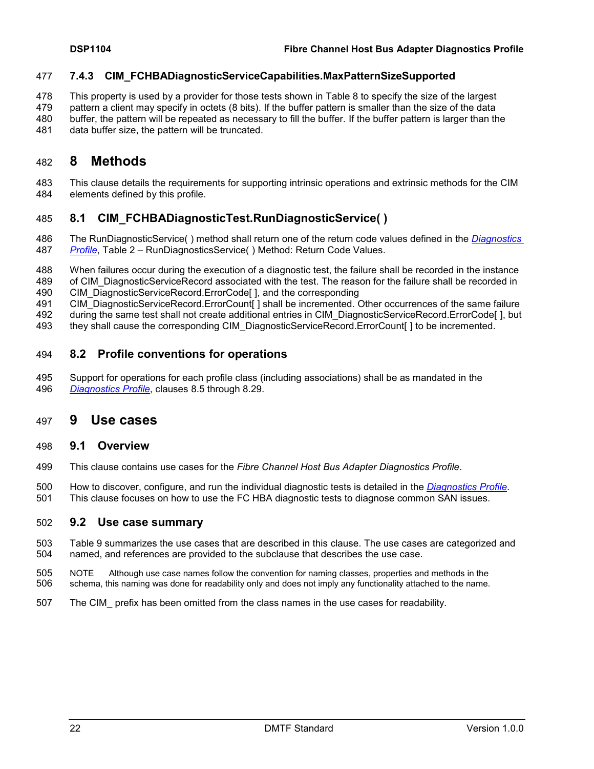### 7.4.3 CIM_FCHBADiagnosticServiceCapabilities.MaxPatternSizeSupported

This property is used by a provider for those tests shown in Table 8 to specify the size of the largest pattern a client may specify in octets (8 bits). If the buffer pattern is smaller than the size of the data buffer, the pattern will be repeated as necessary to fill the buffer. If the buffer pattern is larger than the data buffer size, the pattern will be truncated.

# 8 Methods

This clause details the requirements for supporting intrinsic operations and extrinsic methods for the CIM elements defined by this profile.

## 8.1 CIM_FCHBADiagnosticTest.RunDiagnosticService( )

The RunDiagnosticService( ) method shall return one of the return code values defined in the *Diagnostics Profile*, Table 2 – RunDiagnosticsService( ) Method: Return Code Values.

When failures occur during the execution of a diagnostic test, the failure shall be recorded in the instance of CIM_DiagnosticServiceRecord associated with the test. The reason for the failure shall be recorded in CIM_DiagnosticServiceRecord.ErrorCode[ ], and the corresponding CIM_DiagnosticServiceRecord.ErrorCount[ ] shall be incremented. Other occurrences of the same failure during the same test shall not create additional entries in CIM_DiagnosticServiceRecord.ErrorCode[ ], but they shall cause the corresponding CIM_DiagnosticServiceRecord.ErrorCount[ ] to be incremented.

## 8.2 Profile conventions for operations

Support for operations for each profile class (including associations) shall be as mandated in the *Diagnostics Profile*, clauses 8.5 through 8.29.

# 9 Use cases

## 9.1 Overview

This clause contains use cases for the *Fibre Channel Host Bus Adapter Diagnostics Profile*.

How to discover, configure, and run the individual diagnostic tests is detailed in the *Diagnostics Profile*. This clause focuses on how to use the FC HBA diagnostic tests to diagnose common SAN issues.

## 9.2 Use case summary

Table 9 summarizes the use cases that are described in this clause. The use cases are categorized and named, and references are provided to the subclause that describes the use case.

NOTE Although use case names follow the convention for naming classes, properties and methods in the schema, this naming was done for readability only and does not imply any functionality attached to the name.

The CIM_ prefix has been omitted from the class names in the use cases for readability.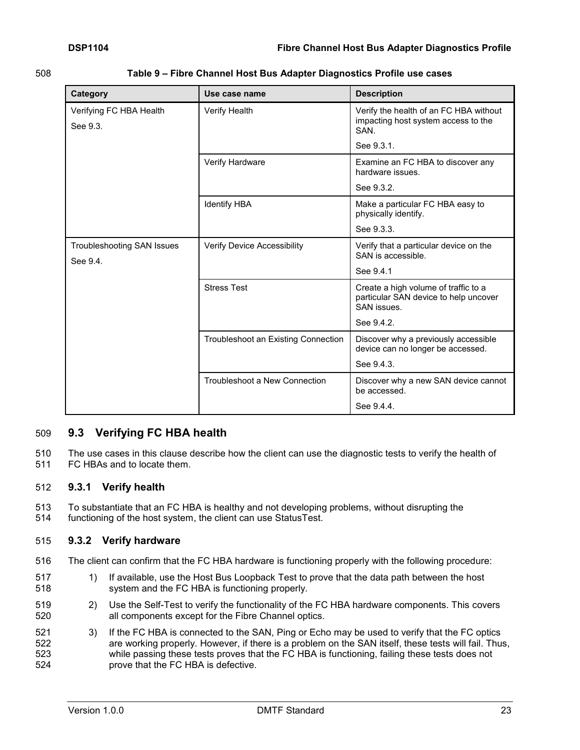**Table 9 – Fibre Channel Host Bus Adapter Diagnostics Profile use cases**

| Category | Use case name | Description |
|---|---|---|
| Verifying FC HBA Health<br>See 9.3. | Verify Health | Verify the health of an FC HBA without impacting host system access to the SAN.<br>See 9.3.1. |
| | Verify Hardware | Examine an FC HBA to discover any hardware issues.<br>See 9.3.2. |
| | Identify HBA | Make a particular FC HBA easy to physically identify.<br>See 9.3.3. |
| Troubleshooting SAN Issues<br>See 9.4. | Verify Device Accessibility | Verify that a particular device on the SAN is accessible.<br>See 9.4.1 |
| | Stress Test | Create a high volume of traffic to a particular SAN device to help uncover SAN issues.<br>See 9.4.2. |
| | Troubleshoot an Existing Connection | Discover why a previously accessible device can no longer be accessed.<br>See 9.4.3. |
| | Troubleshoot a New Connection | Discover why a new SAN device cannot be accessed.<br>See 9.4.4. |

## 9.3 Verifying FC HBA health

The use cases in this clause describe how the client can use the diagnostic tests to verify the health of FC HBAs and to locate them.

### 9.3.1 Verify health

To substantiate that an FC HBA is healthy and not developing problems, without disrupting the functioning of the host system, the client can use StatusTest.

### 9.3.2 Verify hardware

The client can confirm that the FC HBA hardware is functioning properly with the following procedure:

1) If available, use the Host Bus Loopback Test to prove that the data path between the host system and the FC HBA is functioning properly.

2) Use the Self-Test to verify the functionality of the FC HBA hardware components. This covers all components except for the Fibre Channel optics.

3) If the FC HBA is connected to the SAN, Ping or Echo may be used to verify that the FC optics are working properly. However, if there is a problem on the SAN itself, these tests will fail. Thus, while passing these tests proves that the FC HBA is functioning, failing these tests does not prove that the FC HBA is defective.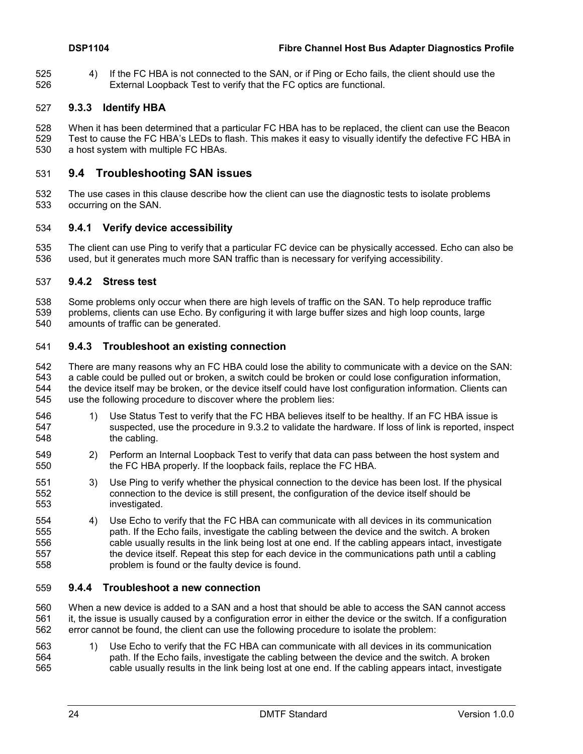4) If the FC HBA is not connected to the SAN, or if Ping or Echo fails, the client should use the External Loopback Test to verify that the FC optics are functional.

### 9.3.3 Identify HBA

When it has been determined that a particular FC HBA has to be replaced, the client can use the Beacon Test to cause the FC HBA's LEDs to flash. This makes it easy to visually identify the defective FC HBA in a host system with multiple FC HBAs.

## 9.4 Troubleshooting SAN issues

The use cases in this clause describe how the client can use the diagnostic tests to isolate problems occurring on the SAN.

### 9.4.1 Verify device accessibility

The client can use Ping to verify that a particular FC device can be physically accessed. Echo can also be used, but it generates much more SAN traffic than is necessary for verifying accessibility.

### 9.4.2 Stress test

Some problems only occur when there are high levels of traffic on the SAN. To help reproduce traffic problems, clients can use Echo. By configuring it with large buffer sizes and high loop counts, large amounts of traffic can be generated.

### 9.4.3 Troubleshoot an existing connection

There are many reasons why an FC HBA could lose the ability to communicate with a device on the SAN: a cable could be pulled out or broken, a switch could be broken or could lose configuration information, the device itself may be broken, or the device itself could have lost configuration information. Clients can use the following procedure to discover where the problem lies:

1) Use Status Test to verify that the FC HBA believes itself to be healthy. If an FC HBA issue is suspected, use the procedure in 9.3.2 to validate the hardware. If loss of link is reported, inspect the cabling.

2) Perform an Internal Loopback Test to verify that data can pass between the host system and the FC HBA properly. If the loopback fails, replace the FC HBA.

3) Use Ping to verify whether the physical connection to the device has been lost. If the physical connection to the device is still present, the configuration of the device itself should be investigated.

4) Use Echo to verify that the FC HBA can communicate with all devices in its communication path. If the Echo fails, investigate the cabling between the device and the switch. A broken cable usually results in the link being lost at one end. If the cabling appears intact, investigate the device itself. Repeat this step for each device in the communications path until a cabling problem is found or the faulty device is found.

### 9.4.4 Troubleshoot a new connection

When a new device is added to a SAN and a host that should be able to access the SAN cannot access it, the issue is usually caused by a configuration error in either the device or the switch. If a configuration error cannot be found, the client can use the following procedure to isolate the problem:

1) Use Echo to verify that the FC HBA can communicate with all devices in its communication path. If the Echo fails, investigate the cabling between the device and the switch. A broken cable usually results in the link being lost at one end. If the cabling appears intact, investigate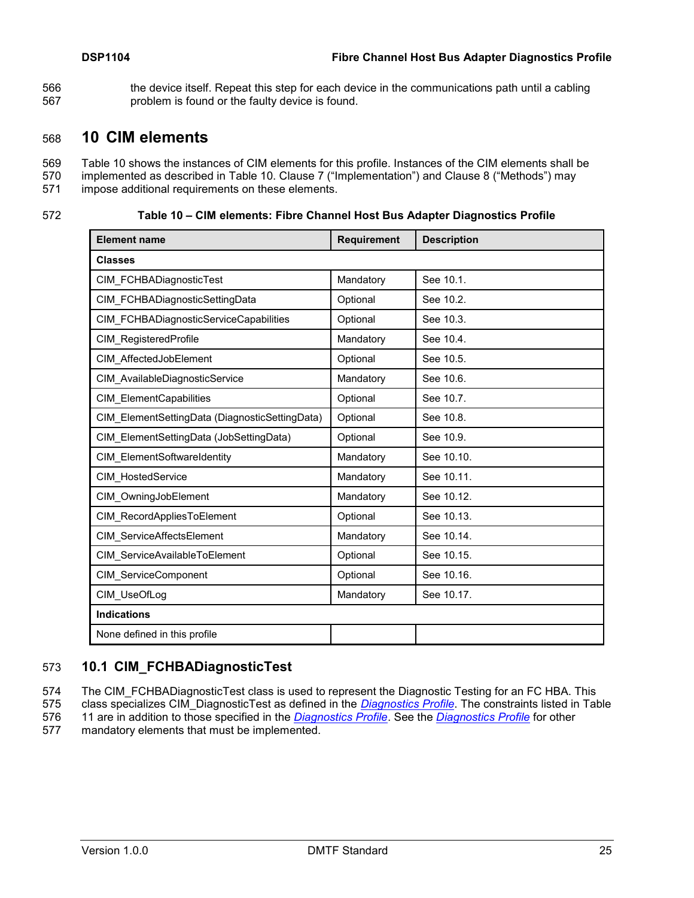the device itself. Repeat this step for each device in the communications path until a cabling problem is found or the faulty device is found.

# 10 CIM elements

Table 10 shows the instances of CIM elements for this profile. Instances of the CIM elements shall be implemented as described in Table 10. Clause 7 ("Implementation") and Clause 8 ("Methods") may impose additional requirements on these elements.

**Table 10 – CIM elements: Fibre Channel Host Bus Adapter Diagnostics Profile**

| Element name | Requirement | Description |
|---|---|---|
| **Classes** | | |
| CIM_FCHBADiagnosticTest | Mandatory | See 10.1. |
| CIM_FCHBADiagnosticSettingData | Optional | See 10.2. |
| CIM_FCHBADiagnosticServiceCapabilities | Optional | See 10.3. |
| CIM_RegisteredProfile | Mandatory | See 10.4. |
| CIM_AffectedJobElement | Optional | See 10.5. |
| CIM_AvailableDiagnosticService | Mandatory | See 10.6. |
| CIM_ElementCapabilities | Optional | See 10.7. |
| CIM_ElementSettingData (DiagnosticSettingData) | Optional | See 10.8. |
| CIM_ElementSettingData (JobSettingData) | Optional | See 10.9. |
| CIM_ElementSoftwareIdentity | Mandatory | See 10.10. |
| CIM_HostedService | Mandatory | See 10.11. |
| CIM_OwningJobElement | Mandatory | See 10.12. |
| CIM_RecordAppliesToElement | Optional | See 10.13. |
| CIM_ServiceAffectsElement | Mandatory | See 10.14. |
| CIM_ServiceAvailableToElement | Optional | See 10.15. |
| CIM_ServiceComponent | Optional | See 10.16. |
| CIM_UseOfLog | Mandatory | See 10.17. |
| **Indications** | | |
| None defined in this profile | | |

## 10.1 CIM_FCHBADiagnosticTest

The CIM_FCHBADiagnosticTest class is used to represent the Diagnostic Testing for an FC HBA. This class specializes CIM_DiagnosticTest as defined in the *Diagnostics Profile*. The constraints listed in Table 11 are in addition to those specified in the *Diagnostics Profile*. See the *Diagnostics Profile* for other mandatory elements that must be implemented.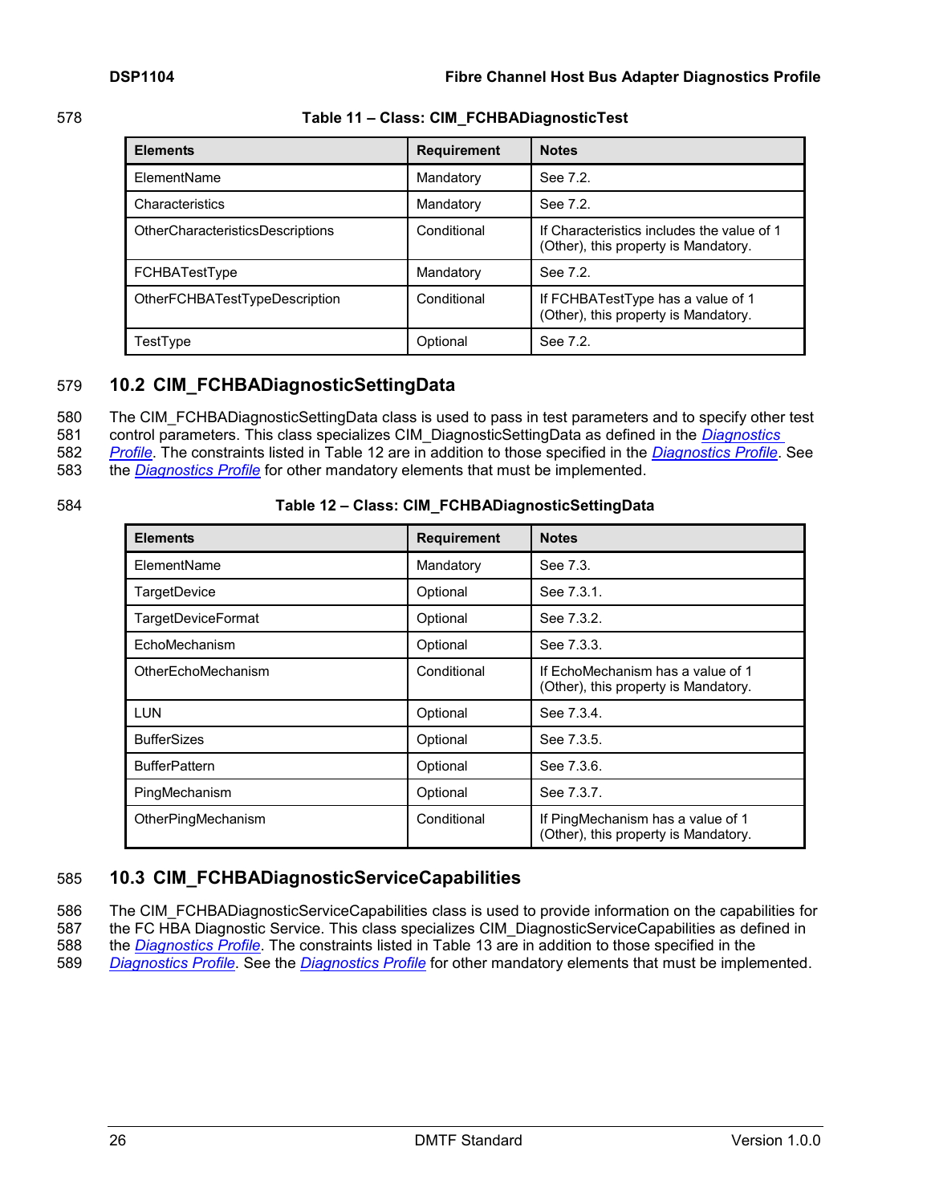Table 11 – Class: CIM_FCHBADiagnosticTest

| Elements | Requirement | Notes |
|---|---|---|
| ElementName | Mandatory | See 7.2. |
| Characteristics | Mandatory | See 7.2. |
| OtherCharacteristicsDescriptions | Conditional | If Characteristics includes the value of 1 (Other), this property is Mandatory. |
| FCHBATestType | Mandatory | See 7.2. |
| OtherFCHBATestTypeDescription | Conditional | If FCHBATestType has a value of 1 (Other), this property is Mandatory. |
| TestType | Optional | See 7.2. |

## 10.2 CIM_FCHBADiagnosticSettingData

The CIM_FCHBADiagnosticSettingData class is used to pass in test parameters and to specify other test control parameters. This class specializes CIM_DiagnosticSettingData as defined in the *Diagnostics Profile*. The constraints listed in Table 12 are in addition to those specified in the *Diagnostics Profile*. See the *Diagnostics Profile* for other mandatory elements that must be implemented.

Table 12 – Class: CIM_FCHBADiagnosticSettingData

| Elements | Requirement | Notes |
|---|---|---|
| ElementName | Mandatory | See 7.3. |
| TargetDevice | Optional | See 7.3.1. |
| TargetDeviceFormat | Optional | See 7.3.2. |
| EchoMechanism | Optional | See 7.3.3. |
| OtherEchoMechanism | Conditional | If EchoMechanism has a value of 1 (Other), this property is Mandatory. |
| LUN | Optional | See 7.3.4. |
| BufferSizes | Optional | See 7.3.5. |
| BufferPattern | Optional | See 7.3.6. |
| PingMechanism | Optional | See 7.3.7. |
| OtherPingMechanism | Conditional | If PingMechanism has a value of 1 (Other), this property is Mandatory. |

## 10.3 CIM_FCHBADiagnosticServiceCapabilities

The CIM_FCHBADiagnosticServiceCapabilities class is used to provide information on the capabilities for the FC HBA Diagnostic Service. This class specializes CIM_DiagnosticServiceCapabilities as defined in the *Diagnostics Profile*. The constraints listed in Table 13 are in addition to those specified in the *Diagnostics Profile*. See the *Diagnostics Profile* for other mandatory elements that must be implemented.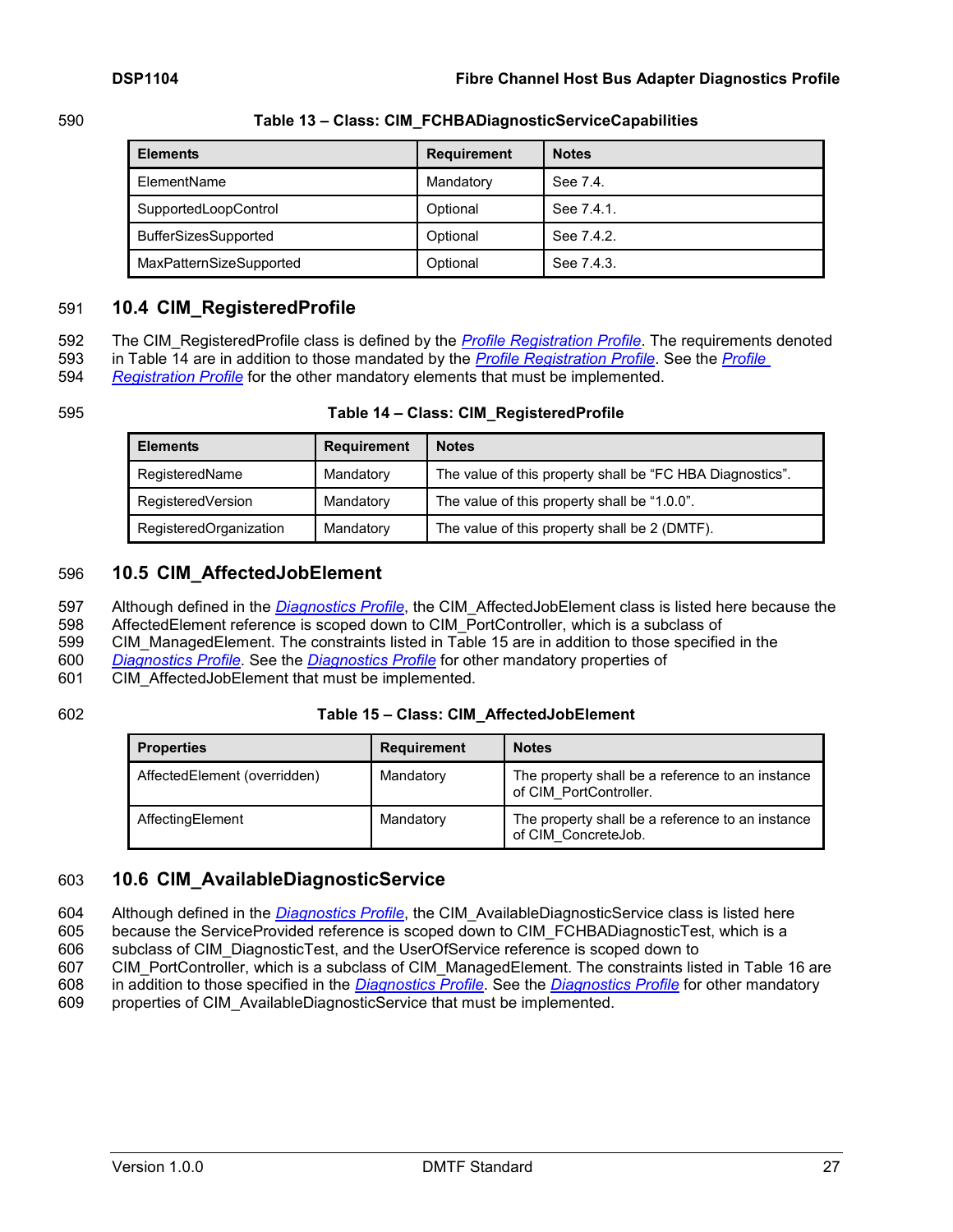**Table 13 – Class: CIM_FCHBADiagnosticServiceCapabilities**

| Elements | Requirement | Notes |
|---|---|---|
| ElementName | Mandatory | See 7.4. |
| SupportedLoopControl | Optional | See 7.4.1. |
| BufferSizesSupported | Optional | See 7.4.2. |
| MaxPatternSizeSupported | Optional | See 7.4.3. |

## 10.4 CIM_RegisteredProfile

The CIM_RegisteredProfile class is defined by the *Profile Registration Profile*. The requirements denoted in Table 14 are in addition to those mandated by the *Profile Registration Profile*. See the *Profile Registration Profile* for the other mandatory elements that must be implemented.

**Table 14 – Class: CIM_RegisteredProfile**

| Elements | Requirement | Notes |
|---|---|---|
| RegisteredName | Mandatory | The value of this property shall be “FC HBA Diagnostics”. |
| RegisteredVersion | Mandatory | The value of this property shall be “1.0.0”. |
| RegisteredOrganization | Mandatory | The value of this property shall be 2 (DMTF). |

## 10.5 CIM_AffectedJobElement

Although defined in the *Diagnostics Profile*, the CIM_AffectedJobElement class is listed here because the AffectedElement reference is scoped down to CIM_PortController, which is a subclass of CIM_ManagedElement. The constraints listed in Table 15 are in addition to those specified in the *Diagnostics Profile*. See the *Diagnostics Profile* for other mandatory properties of CIM_AffectedJobElement that must be implemented.

**Table 15 – Class: CIM_AffectedJobElement**

| Properties | Requirement | Notes |
|---|---|---|
| AffectedElement (overridden) | Mandatory | The property shall be a reference to an instance of CIM_PortController. |
| AffectingElement | Mandatory | The property shall be a reference to an instance of CIM_ConcreteJob. |

## 10.6 CIM_AvailableDiagnosticService

Although defined in the *Diagnostics Profile*, the CIM_AvailableDiagnosticService class is listed here because the ServiceProvided reference is scoped down to CIM_FCHBADiagnosticTest, which is a subclass of CIM_DiagnosticTest, and the UserOfService reference is scoped down to CIM_PortController, which is a subclass of CIM_ManagedElement. The constraints listed in Table 16 are in addition to those specified in the *Diagnostics Profile*. See the *Diagnostics Profile* for other mandatory properties of CIM_AvailableDiagnosticService that must be implemented.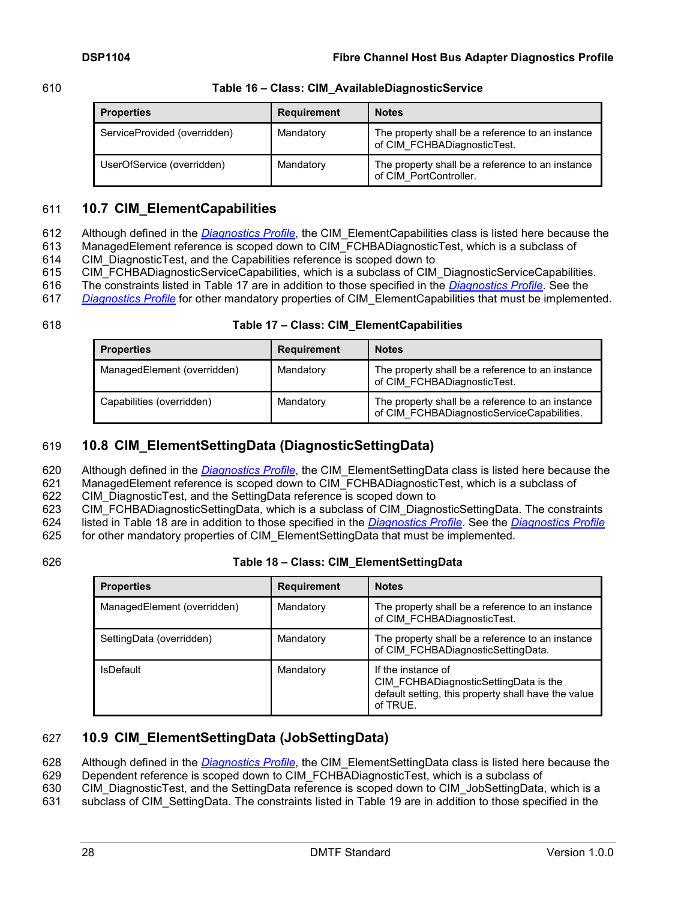**Table 16 – Class: CIM_AvailableDiagnosticService**

| Properties | Requirement | Notes |
|---|---|---|
| ServiceProvided (overridden) | Mandatory | The property shall be a reference to an instance of CIM_FCHBADiagnosticTest. |
| UserOfService (overridden) | Mandatory | The property shall be a reference to an instance of CIM_PortController. |

## 10.7 CIM_ElementCapabilities

Although defined in the *Diagnostics Profile*, the CIM_ElementCapabilities class is listed here because the ManagedElement reference is scoped down to CIM_FCHBADiagnosticTest, which is a subclass of CIM_DiagnosticTest, and the Capabilities reference is scoped down to CIM_FCHBADiagnosticServiceCapabilities, which is a subclass of CIM_DiagnosticServiceCapabilities. The constraints listed in Table 17 are in addition to those specified in the *Diagnostics Profile*. See the *Diagnostics Profile* for other mandatory properties of CIM_ElementCapabilities that must be implemented.

**Table 17 – Class: CIM_ElementCapabilities**

| Properties | Requirement | Notes |
|---|---|---|
| ManagedElement (overridden) | Mandatory | The property shall be a reference to an instance of CIM_FCHBADiagnosticTest. |
| Capabilities (overridden) | Mandatory | The property shall be a reference to an instance of CIM_FCHBADiagnosticServiceCapabilities. |

## 10.8 CIM_ElementSettingData (DiagnosticSettingData)

Although defined in the *Diagnostics Profile*, the CIM_ElementSettingData class is listed here because the ManagedElement reference is scoped down to CIM_FCHBADiagnosticTest, which is a subclass of CIM_DiagnosticTest, and the SettingData reference is scoped down to CIM_FCHBADiagnosticSettingData, which is a subclass of CIM_DiagnosticSettingData. The constraints listed in Table 18 are in addition to those specified in the *Diagnostics Profile*. See the *Diagnostics Profile* for other mandatory properties of CIM_ElementSettingData that must be implemented.

**Table 18 – Class: CIM_ElementSettingData**

| Properties | Requirement | Notes |
|---|---|---|
| ManagedElement (overridden) | Mandatory | The property shall be a reference to an instance of CIM_FCHBADiagnosticTest. |
| SettingData (overridden) | Mandatory | The property shall be a reference to an instance of CIM_FCHBADiagnosticSettingData. |
| IsDefault | Mandatory | If the instance of CIM_FCHBADiagnosticSettingData is the default setting, this property shall have the value of TRUE. |

## 10.9 CIM_ElementSettingData (JobSettingData)

Although defined in the *Diagnostics Profile*, the CIM_ElementSettingData class is listed here because the Dependent reference is scoped down to CIM_FCHBADiagnosticTest, which is a subclass of CIM_DiagnosticTest, and the SettingData reference is scoped down to CIM_JobSettingData, which is a subclass of CIM_SettingData. The constraints listed in Table 19 are in addition to those specified in the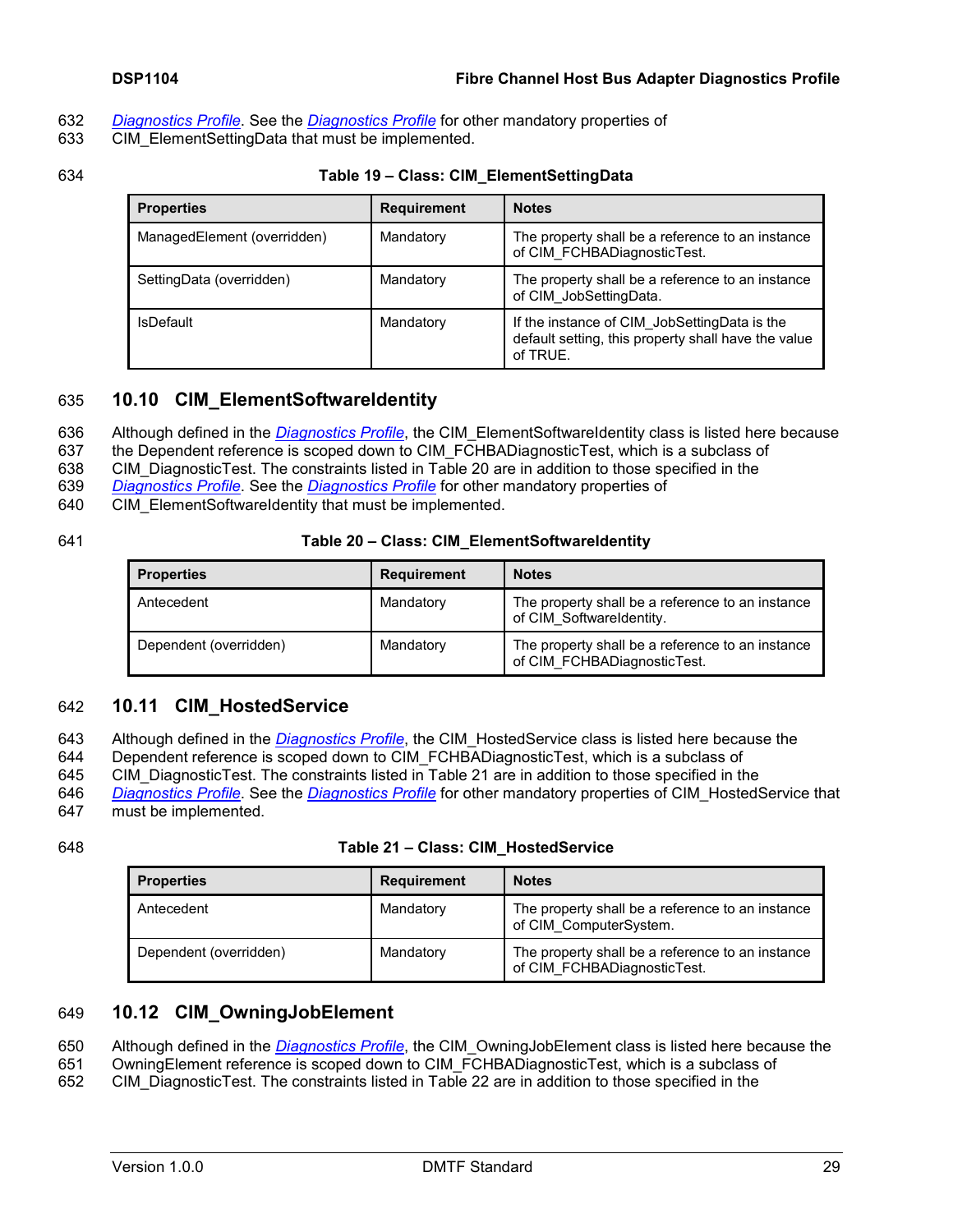Diagnostics Profile. See the Diagnostics Profile for other mandatory properties of CIM_ElementSettingData that must be implemented.

**Table 19 – Class: CIM_ElementSettingData**

| Properties | Requirement | Notes |
| --- | --- | --- |
| ManagedElement (overridden) | Mandatory | The property shall be a reference to an instance of CIM_FCHBADiagnosticTest. |
| SettingData (overridden) | Mandatory | The property shall be a reference to an instance of CIM_JobSettingData. |
| IsDefault | Mandatory | If the instance of CIM_JobSettingData is the default setting, this property shall have the value of TRUE. |

## 10.10 CIM_ElementSoftwareIdentity

Although defined in the Diagnostics Profile, the CIM_ElementSoftwareIdentity class is listed here because the Dependent reference is scoped down to CIM_FCHBADiagnosticTest, which is a subclass of CIM_DiagnosticTest. The constraints listed in Table 20 are in addition to those specified in the Diagnostics Profile. See the Diagnostics Profile for other mandatory properties of CIM_ElementSoftwareIdentity that must be implemented.

**Table 20 – Class: CIM_ElementSoftwareIdentity**

| Properties | Requirement | Notes |
| --- | --- | --- |
| Antecedent | Mandatory | The property shall be a reference to an instance of CIM_SoftwareIdentity. |
| Dependent (overridden) | Mandatory | The property shall be a reference to an instance of CIM_FCHBADiagnosticTest. |

## 10.11 CIM_HostedService

Although defined in the Diagnostics Profile, the CIM_HostedService class is listed here because the Dependent reference is scoped down to CIM_FCHBADiagnosticTest, which is a subclass of CIM_DiagnosticTest. The constraints listed in Table 21 are in addition to those specified in the Diagnostics Profile. See the Diagnostics Profile for other mandatory properties of CIM_HostedService that must be implemented.

**Table 21 – Class: CIM_HostedService**

| Properties | Requirement | Notes |
| --- | --- | --- |
| Antecedent | Mandatory | The property shall be a reference to an instance of CIM_ComputerSystem. |
| Dependent (overridden) | Mandatory | The property shall be a reference to an instance of CIM_FCHBADiagnosticTest. |

## 10.12 CIM_OwningJobElement

Although defined in the Diagnostics Profile, the CIM_OwningJobElement class is listed here because the OwningElement reference is scoped down to CIM_FCHBADiagnosticTest, which is a subclass of CIM_DiagnosticTest. The constraints listed in Table 22 are in addition to those specified in the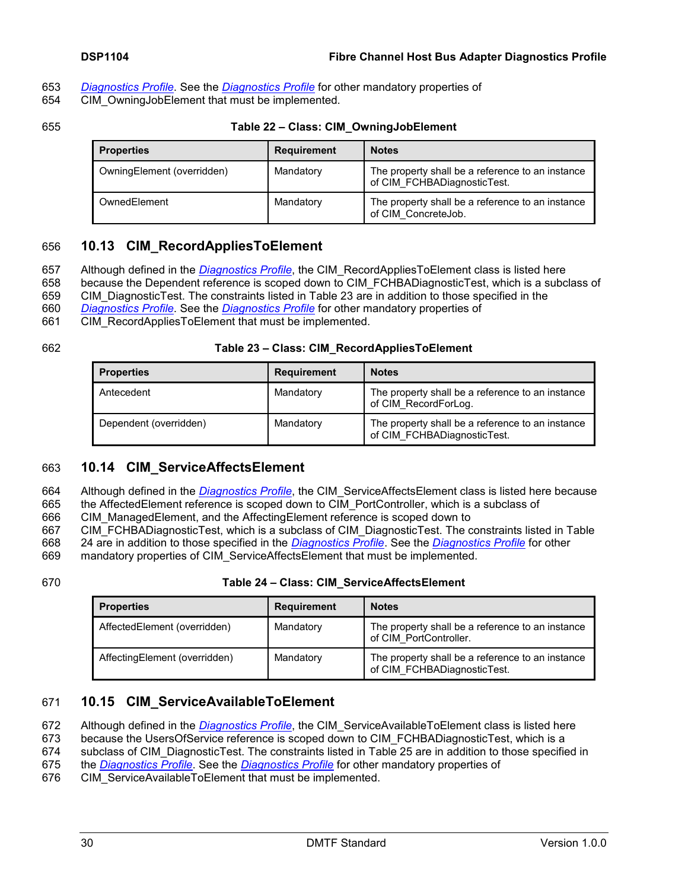Diagnostics Profile. See the Diagnostics Profile for other mandatory properties of CIM_OwningJobElement that must be implemented.

**Table 22 – Class: CIM_OwningJobElement**

| Properties | Requirement | Notes |
|---|---|---|
| OwningElement (overridden) | Mandatory | The property shall be a reference to an instance of CIM_FCHBADiagnosticTest. |
| OwnedElement | Mandatory | The property shall be a reference to an instance of CIM_ConcreteJob. |

## 10.13 CIM_RecordAppliesToElement

Although defined in the Diagnostics Profile, the CIM_RecordAppliesToElement class is listed here because the Dependent reference is scoped down to CIM_FCHBADiagnosticTest, which is a subclass of CIM_DiagnosticTest. The constraints listed in Table 23 are in addition to those specified in the Diagnostics Profile. See the Diagnostics Profile for other mandatory properties of CIM_RecordAppliesToElement that must be implemented.

**Table 23 – Class: CIM_RecordAppliesToElement**

| Properties | Requirement | Notes |
|---|---|---|
| Antecedent | Mandatory | The property shall be a reference to an instance of CIM_RecordForLog. |
| Dependent (overridden) | Mandatory | The property shall be a reference to an instance of CIM_FCHBADiagnosticTest. |

## 10.14 CIM_ServiceAffectsElement

Although defined in the Diagnostics Profile, the CIM_ServiceAffectsElement class is listed here because the AffectedElement reference is scoped down to CIM_PortController, which is a subclass of CIM_ManagedElement, and the AffectingElement reference is scoped down to CIM_FCHBADiagnosticTest, which is a subclass of CIM_DiagnosticTest. The constraints listed in Table 24 are in addition to those specified in the Diagnostics Profile. See the Diagnostics Profile for other mandatory properties of CIM_ServiceAffectsElement that must be implemented.

**Table 24 – Class: CIM_ServiceAffectsElement**

| Properties | Requirement | Notes |
|---|---|---|
| AffectedElement (overridden) | Mandatory | The property shall be a reference to an instance of CIM_PortController. |
| AffectingElement (overridden) | Mandatory | The property shall be a reference to an instance of CIM_FCHBADiagnosticTest. |

## 10.15 CIM_ServiceAvailableToElement

Although defined in the Diagnostics Profile, the CIM_ServiceAvailableToElement class is listed here because the UsersOfService reference is scoped down to CIM_FCHBADiagnosticTest, which is a subclass of CIM_DiagnosticTest. The constraints listed in Table 25 are in addition to those specified in the Diagnostics Profile. See the Diagnostics Profile for other mandatory properties of CIM_ServiceAvailableToElement that must be implemented.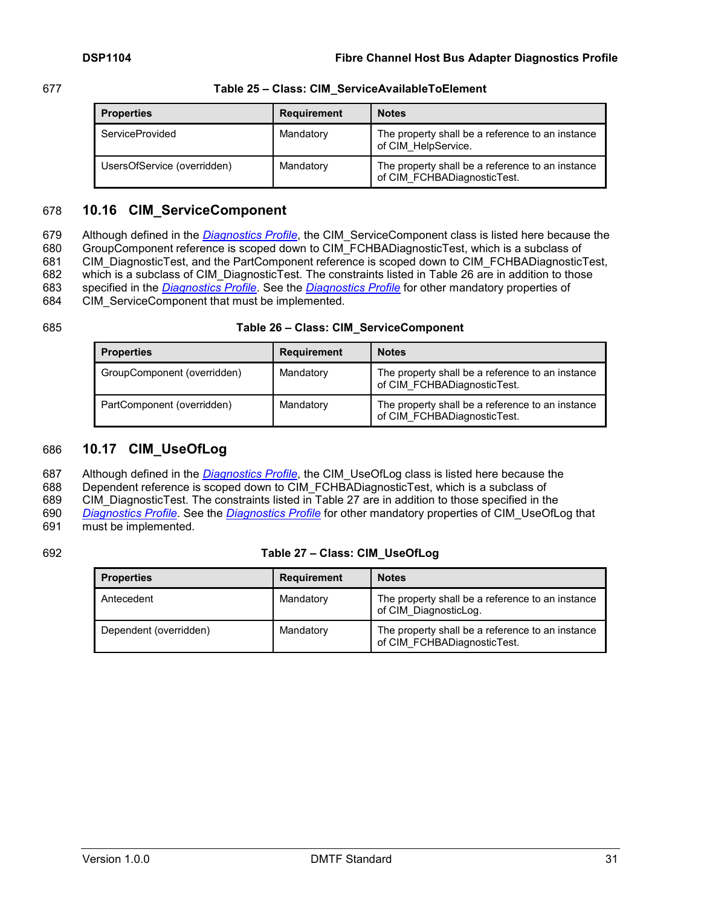Table 25 – Class: CIM_ServiceAvailableToElement

| Properties | Requirement | Notes |
|---|---|---|
| ServiceProvided | Mandatory | The property shall be a reference to an instance of CIM_HelpService. |
| UsersOfService (overridden) | Mandatory | The property shall be a reference to an instance of CIM_FCHBADiagnosticTest. |

## 10.16 CIM_ServiceComponent

Although defined in the *Diagnostics Profile*, the CIM_ServiceComponent class is listed here because the GroupComponent reference is scoped down to CIM_FCHBADiagnosticTest, which is a subclass of CIM_DiagnosticTest, and the PartComponent reference is scoped down to CIM_FCHBADiagnosticTest, which is a subclass of CIM_DiagnosticTest. The constraints listed in Table 26 are in addition to those specified in the *Diagnostics Profile*. See the *Diagnostics Profile* for other mandatory properties of CIM_ServiceComponent that must be implemented.

Table 26 – Class: CIM_ServiceComponent

| Properties | Requirement | Notes |
|---|---|---|
| GroupComponent (overridden) | Mandatory | The property shall be a reference to an instance of CIM_FCHBADiagnosticTest. |
| PartComponent (overridden) | Mandatory | The property shall be a reference to an instance of CIM_FCHBADiagnosticTest. |

## 10.17 CIM_UseOfLog

Although defined in the *Diagnostics Profile*, the CIM_UseOfLog class is listed here because the Dependent reference is scoped down to CIM_FCHBADiagnosticTest, which is a subclass of CIM_DiagnosticTest. The constraints listed in Table 27 are in addition to those specified in the *Diagnostics Profile*. See the *Diagnostics Profile* for other mandatory properties of CIM_UseOfLog that must be implemented.

Table 27 – Class: CIM_UseOfLog

| Properties | Requirement | Notes |
|---|---|---|
| Antecedent | Mandatory | The property shall be a reference to an instance of CIM_DiagnosticLog. |
| Dependent (overridden) | Mandatory | The property shall be a reference to an instance of CIM_FCHBADiagnosticTest. |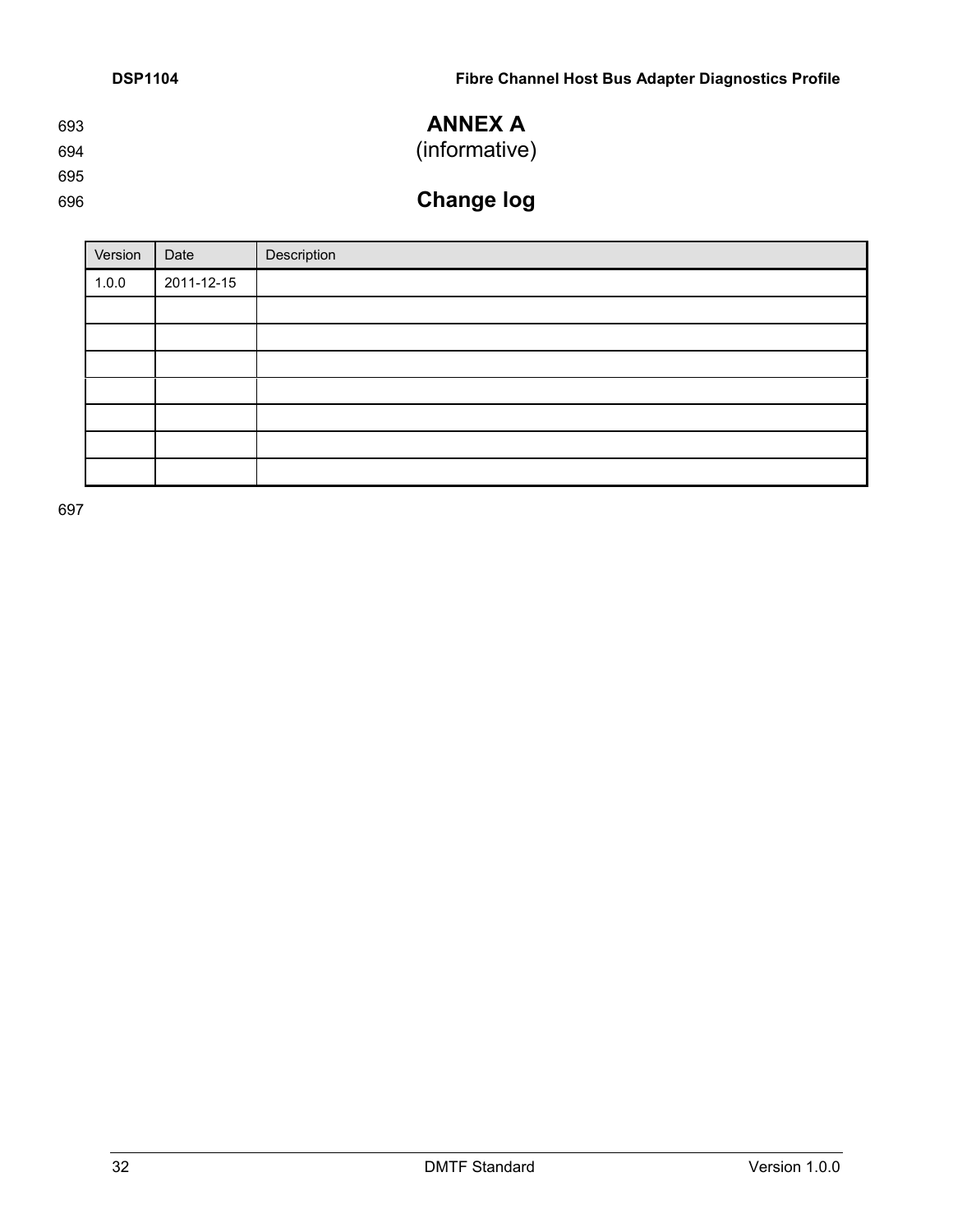# ANNEX A
(informative)

# Change log

| Version | Date | Description |
|---|---|---|
| 1.0.0 | 2011-12-15 | |
| | | |
| | | |
| | | |
| | | |
| | | |
| | | |
| | | |